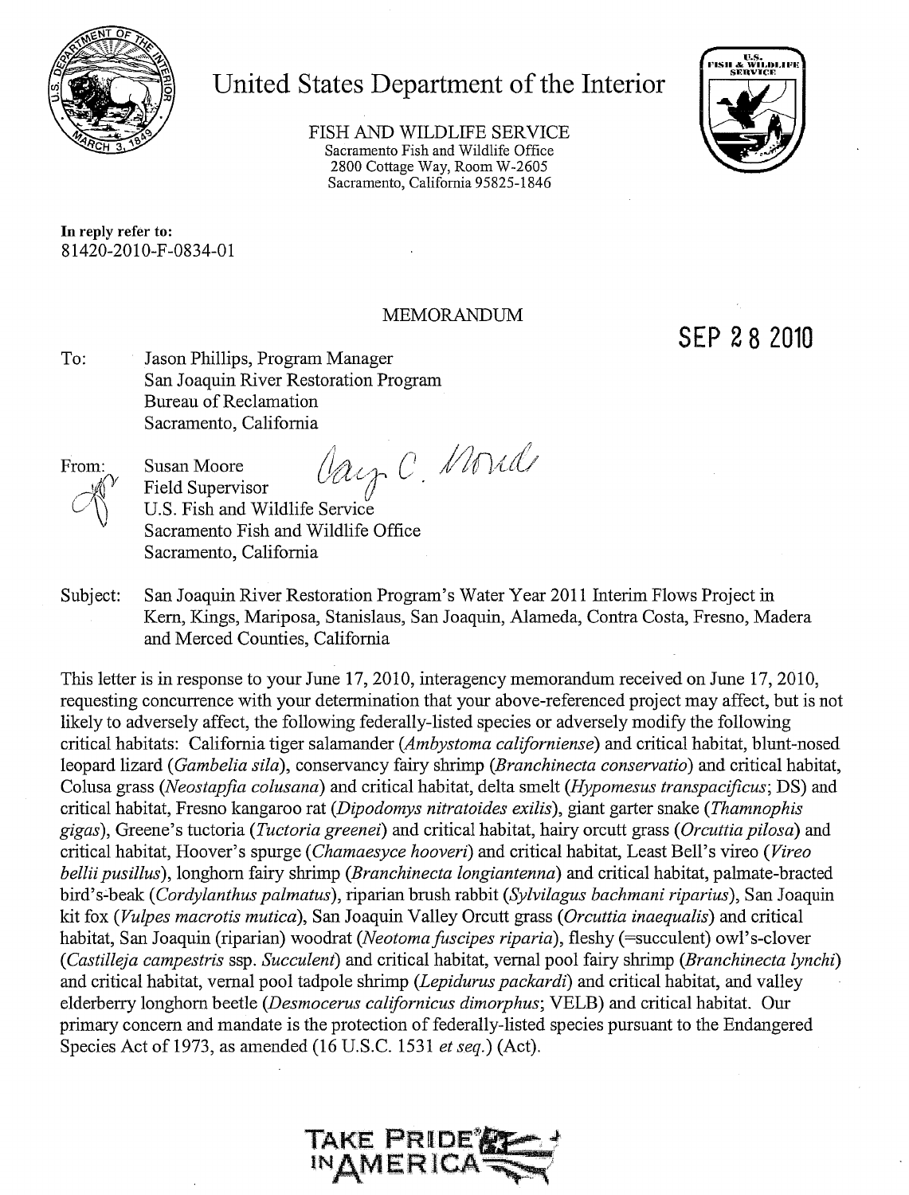# United States Department of the Interior

FISH AND WILDLIFE SERVICE
Sacramento Fish and Wildlife Office
2800 Cottage Way, Room W-2605
Sacramento, California 95825-1846

**In reply refer to:**
81420-2010-F-0834-01

MEMORANDUM

SEP 28 2010

To: Jason Phillips, Program Manager
San Joaquin River Restoration Program
Bureau of Reclamation
Sacramento, California

From: Susan Moore
Field Supervisor
U.S. Fish and Wildlife Service
Sacramento Fish and Wildlife Office
Sacramento, California

Subject: San Joaquin River Restoration Program's Water Year 2011 Interim Flows Project in Kern, Kings, Mariposa, Stanislaus, San Joaquin, Alameda, Contra Costa, Fresno, Madera and Merced Counties, California

This letter is in response to your June 17, 2010, interagency memorandum received on June 17, 2010, requesting concurrence with your determination that your above-referenced project may affect, but is not likely to adversely affect, the following federally-listed species or adversely modify the following critical habitats: California tiger salamander (*Ambystoma californiense*) and critical habitat, blunt-nosed leopard lizard (*Gambelia sila*), conservancy fairy shrimp (*Branchinecta conservatio*) and critical habitat, Colusa grass (*Neostapfia colusana*) and critical habitat, delta smelt (*Hypomesus transpacificus*; DS) and critical habitat, Fresno kangaroo rat (*Dipodomys nitratoides exilis*), giant garter snake (*Thamnophis gigas*), Greene's tuctoria (*Tuctoria greenei*) and critical habitat, hairy orcutt grass (*Orcuttia pilosa*) and critical habitat, Hoover's spurge (*Chamaesyce hooveri*) and critical habitat, Least Bell's vireo (*Vireo bellii pusillus*), longhorn fairy shrimp (*Branchinecta longiantenna*) and critical habitat, palmate-bracted bird's-beak (*Cordylanthus palmatus*), riparian brush rabbit (*Sylvilagus bachmani riparius*), San Joaquin kit fox (*Vulpes macrotis mutica*), San Joaquin Valley Orcutt grass (*Orcuttia inaequalis*) and critical habitat, San Joaquin (riparian) woodrat (*Neotoma fuscipes riparia*), fleshy (=succulent) owl's-clover (*Castilleja campestris* ssp. *Succulent*) and critical habitat, vernal pool fairy shrimp (*Branchinecta lynchi*) and critical habitat, vernal pool tadpole shrimp (*Lepidurus packardi*) and critical habitat, and valley elderberry longhorn beetle (*Desmocerus californicus dimorphus*; VELB) and critical habitat. Our primary concern and mandate is the protection of federally-listed species pursuant to the Endangered Species Act of 1973, as amended (16 U.S.C. 1531 *et seq.*) (Act).

TAKE PRIDE IN AMERICA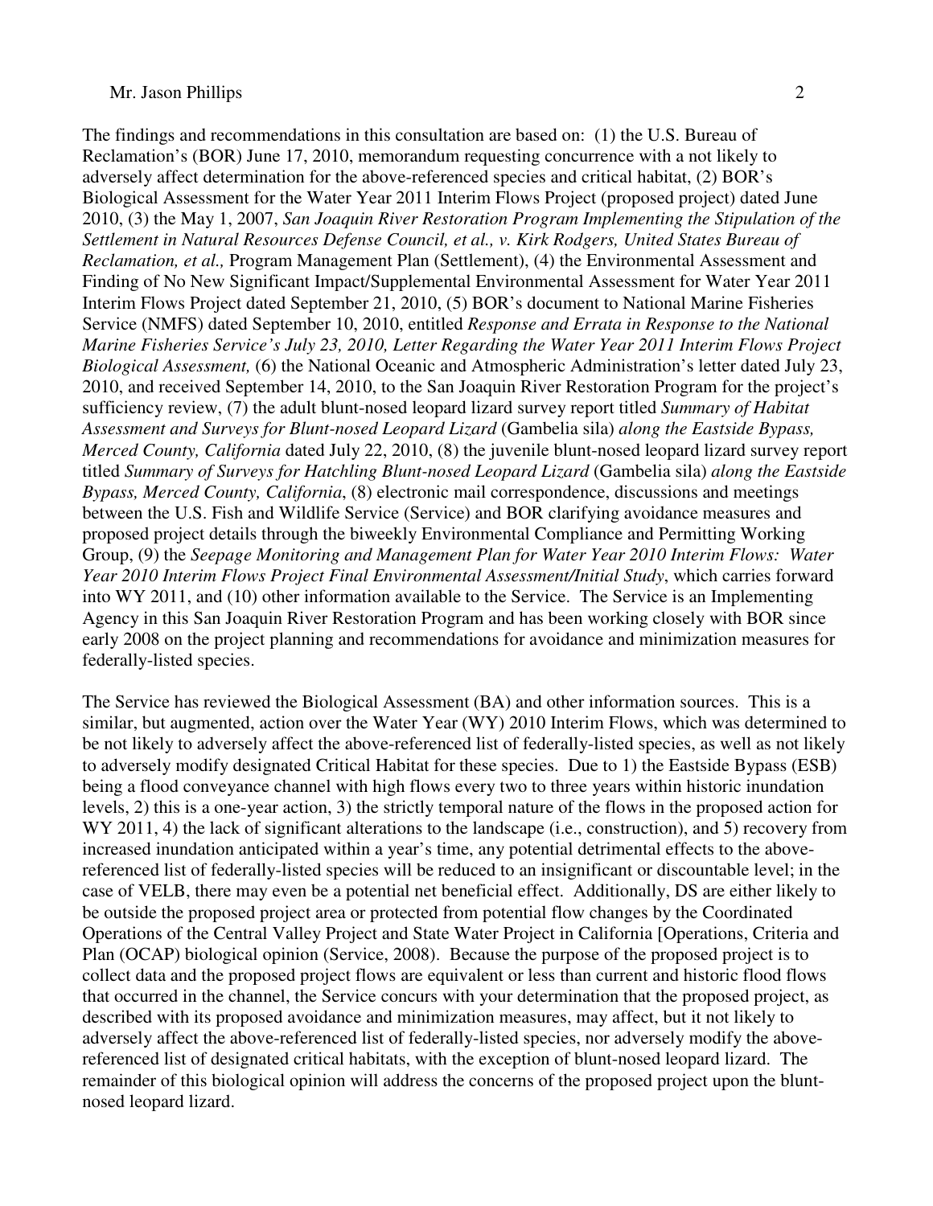The findings and recommendations in this consultation are based on: (1) the U.S. Bureau of Reclamation's (BOR) June 17, 2010, memorandum requesting concurrence with a not likely to adversely affect determination for the above-referenced species and critical habitat, (2) BOR's Biological Assessment for the Water Year 2011 Interim Flows Project (proposed project) dated June 2010, (3) the May 1, 2007, *San Joaquin River Restoration Program Implementing the Stipulation of the Settlement in Natural Resources Defense Council, et al., v. Kirk Rodgers, United States Bureau of Reclamation, et al.,* Program Management Plan (Settlement), (4) the Environmental Assessment and Finding of No New Significant Impact/Supplemental Environmental Assessment for Water Year 2011 Interim Flows Project dated September 21, 2010, (5) BOR's document to National Marine Fisheries Service (NMFS) dated September 10, 2010, entitled *Response and Errata in Response to the National Marine Fisheries Service's July 23, 2010, Letter Regarding the Water Year 2011 Interim Flows Project Biological Assessment,* (6) the National Oceanic and Atmospheric Administration's letter dated July 23, 2010, and received September 14, 2010, to the San Joaquin River Restoration Program for the project's sufficiency review, (7) the adult blunt-nosed leopard lizard survey report titled *Summary of Habitat Assessment and Surveys for Blunt-nosed Leopard Lizard* (Gambelia sila) *along the Eastside Bypass, Merced County, California* dated July 22, 2010, (8) the juvenile blunt-nosed leopard lizard survey report titled *Summary of Surveys for Hatchling Blunt-nosed Leopard Lizard* (Gambelia sila) *along the Eastside Bypass, Merced County, California*, (8) electronic mail correspondence, discussions and meetings between the U.S. Fish and Wildlife Service (Service) and BOR clarifying avoidance measures and proposed project details through the biweekly Environmental Compliance and Permitting Working Group, (9) the *Seepage Monitoring and Management Plan for Water Year 2010 Interim Flows: Water Year 2010 Interim Flows Project Final Environmental Assessment/Initial Study*, which carries forward into WY 2011, and (10) other information available to the Service. The Service is an Implementing Agency in this San Joaquin River Restoration Program and has been working closely with BOR since early 2008 on the project planning and recommendations for avoidance and minimization measures for federally-listed species.

The Service has reviewed the Biological Assessment (BA) and other information sources. This is a similar, but augmented, action over the Water Year (WY) 2010 Interim Flows, which was determined to be not likely to adversely affect the above-referenced list of federally-listed species, as well as not likely to adversely modify designated Critical Habitat for these species. Due to 1) the Eastside Bypass (ESB) being a flood conveyance channel with high flows every two to three years within historic inundation levels, 2) this is a one-year action, 3) the strictly temporal nature of the flows in the proposed action for WY 2011, 4) the lack of significant alterations to the landscape (i.e., construction), and 5) recovery from increased inundation anticipated within a year's time, any potential detrimental effects to the above-referenced list of federally-listed species will be reduced to an insignificant or discountable level; in the case of VELB, there may even be a potential net beneficial effect. Additionally, DS are either likely to be outside the proposed project area or protected from potential flow changes by the Coordinated Operations of the Central Valley Project and State Water Project in California [Operations, Criteria and Plan (OCAP) biological opinion (Service, 2008). Because the purpose of the proposed project is to collect data and the proposed project flows are equivalent or less than current and historic flood flows that occurred in the channel, the Service concurs with your determination that the proposed project, as described with its proposed avoidance and minimization measures, may affect, but it not likely to adversely affect the above-referenced list of federally-listed species, nor adversely modify the above-referenced list of designated critical habitats, with the exception of blunt-nosed leopard lizard. The remainder of this biological opinion will address the concerns of the proposed project upon the blunt-nosed leopard lizard.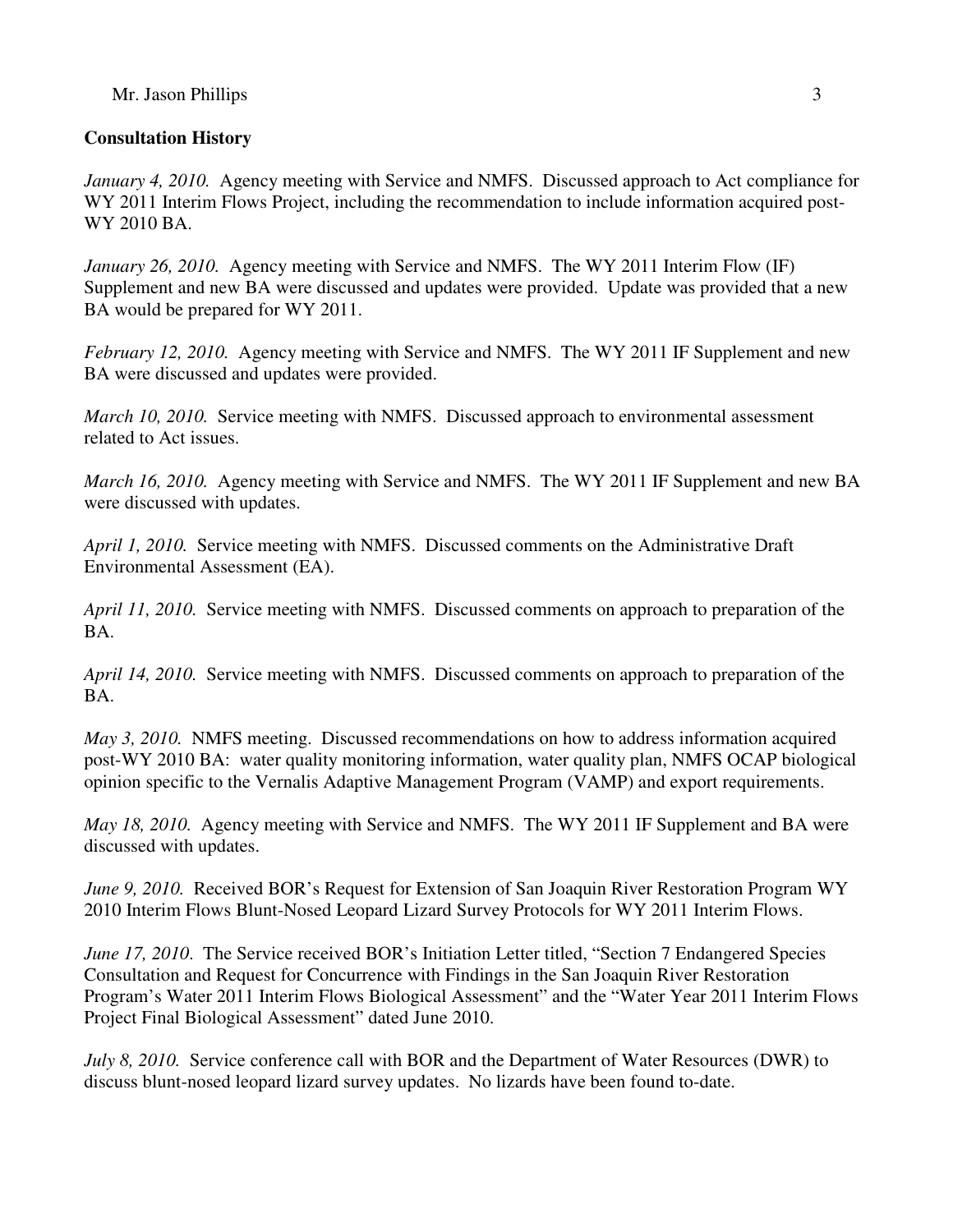**Consultation History**

*January 4, 2010.* Agency meeting with Service and NMFS. Discussed approach to Act compliance for WY 2011 Interim Flows Project, including the recommendation to include information acquired post-WY 2010 BA.

*January 26, 2010.* Agency meeting with Service and NMFS. The WY 2011 Interim Flow (IF) Supplement and new BA were discussed and updates were provided. Update was provided that a new BA would be prepared for WY 2011.

*February 12, 2010.* Agency meeting with Service and NMFS. The WY 2011 IF Supplement and new BA were discussed and updates were provided.

*March 10, 2010.* Service meeting with NMFS. Discussed approach to environmental assessment related to Act issues.

*March 16, 2010.* Agency meeting with Service and NMFS. The WY 2011 IF Supplement and new BA were discussed with updates.

*April 1, 2010.* Service meeting with NMFS. Discussed comments on the Administrative Draft Environmental Assessment (EA).

*April 11, 2010.* Service meeting with NMFS. Discussed comments on approach to preparation of the BA.

*April 14, 2010.* Service meeting with NMFS. Discussed comments on approach to preparation of the BA.

*May 3, 2010.* NMFS meeting. Discussed recommendations on how to address information acquired post-WY 2010 BA: water quality monitoring information, water quality plan, NMFS OCAP biological opinion specific to the Vernalis Adaptive Management Program (VAMP) and export requirements.

*May 18, 2010.* Agency meeting with Service and NMFS. The WY 2011 IF Supplement and BA were discussed with updates.

*June 9, 2010.* Received BOR's Request for Extension of San Joaquin River Restoration Program WY 2010 Interim Flows Blunt-Nosed Leopard Lizard Survey Protocols for WY 2011 Interim Flows.

*June 17, 2010*. The Service received BOR's Initiation Letter titled, "Section 7 Endangered Species Consultation and Request for Concurrence with Findings in the San Joaquin River Restoration Program's Water 2011 Interim Flows Biological Assessment" and the "Water Year 2011 Interim Flows Project Final Biological Assessment" dated June 2010.

*July 8, 2010.* Service conference call with BOR and the Department of Water Resources (DWR) to discuss blunt-nosed leopard lizard survey updates. No lizards have been found to-date.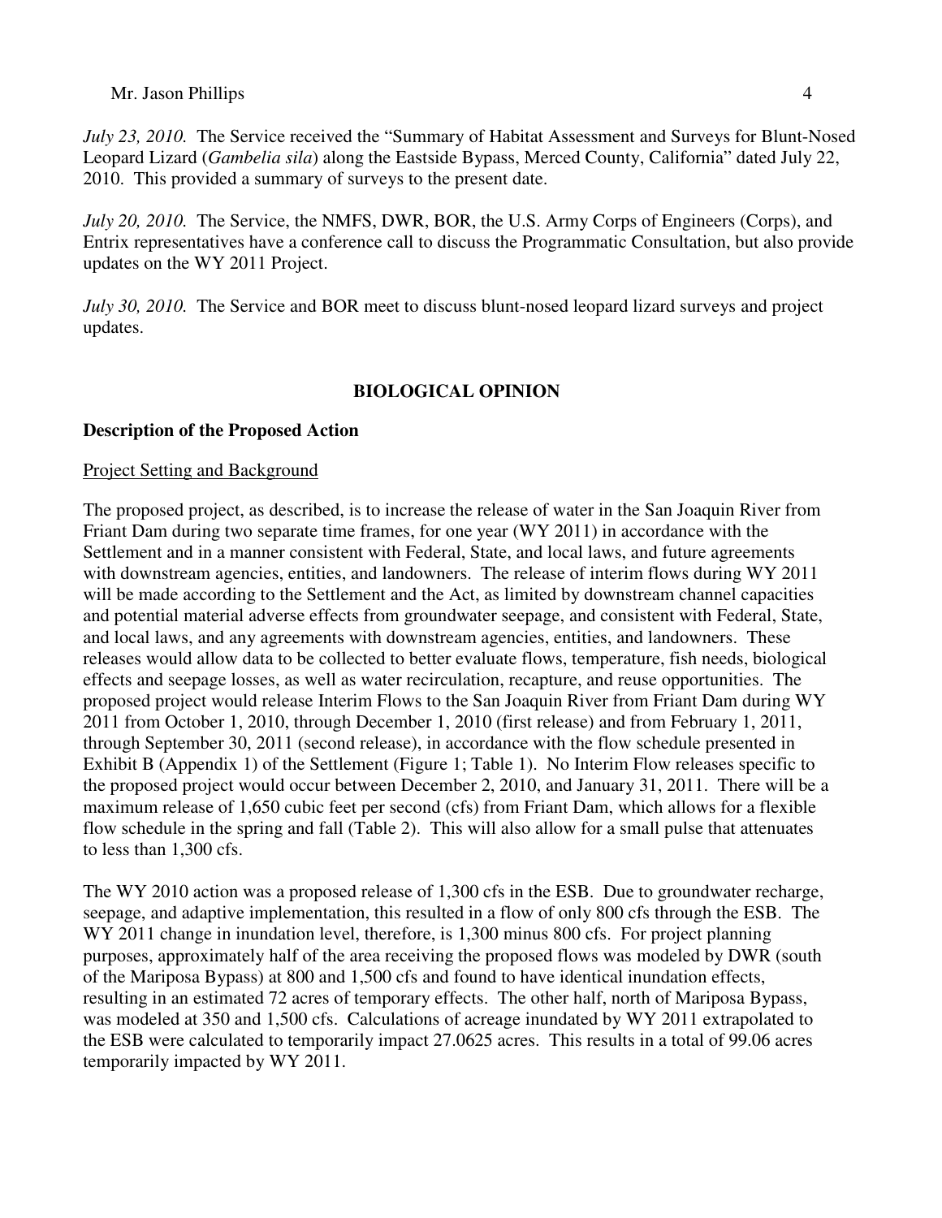*July 23, 2010.* The Service received the "Summary of Habitat Assessment and Surveys for Blunt-Nosed Leopard Lizard (*Gambelia sila*) along the Eastside Bypass, Merced County, California" dated July 22, 2010. This provided a summary of surveys to the present date.

*July 20, 2010.* The Service, the NMFS, DWR, BOR, the U.S. Army Corps of Engineers (Corps), and Entrix representatives have a conference call to discuss the Programmatic Consultation, but also provide updates on the WY 2011 Project.

*July 30, 2010.* The Service and BOR meet to discuss blunt-nosed leopard lizard surveys and project updates.

## BIOLOGICAL OPINION

### Description of the Proposed Action

Project Setting and Background

The proposed project, as described, is to increase the release of water in the San Joaquin River from Friant Dam during two separate time frames, for one year (WY 2011) in accordance with the Settlement and in a manner consistent with Federal, State, and local laws, and future agreements with downstream agencies, entities, and landowners. The release of interim flows during WY 2011 will be made according to the Settlement and the Act, as limited by downstream channel capacities and potential material adverse effects from groundwater seepage, and consistent with Federal, State, and local laws, and any agreements with downstream agencies, entities, and landowners. These releases would allow data to be collected to better evaluate flows, temperature, fish needs, biological effects and seepage losses, as well as water recirculation, recapture, and reuse opportunities. The proposed project would release Interim Flows to the San Joaquin River from Friant Dam during WY 2011 from October 1, 2010, through December 1, 2010 (first release) and from February 1, 2011, through September 30, 2011 (second release), in accordance with the flow schedule presented in Exhibit B (Appendix 1) of the Settlement (Figure 1; Table 1). No Interim Flow releases specific to the proposed project would occur between December 2, 2010, and January 31, 2011. There will be a maximum release of 1,650 cubic feet per second (cfs) from Friant Dam, which allows for a flexible flow schedule in the spring and fall (Table 2). This will also allow for a small pulse that attenuates to less than 1,300 cfs.

The WY 2010 action was a proposed release of 1,300 cfs in the ESB. Due to groundwater recharge, seepage, and adaptive implementation, this resulted in a flow of only 800 cfs through the ESB. The WY 2011 change in inundation level, therefore, is 1,300 minus 800 cfs. For project planning purposes, approximately half of the area receiving the proposed flows was modeled by DWR (south of the Mariposa Bypass) at 800 and 1,500 cfs and found to have identical inundation effects, resulting in an estimated 72 acres of temporary effects. The other half, north of Mariposa Bypass, was modeled at 350 and 1,500 cfs. Calculations of acreage inundated by WY 2011 extrapolated to the ESB were calculated to temporarily impact 27.0625 acres. This results in a total of 99.06 acres temporarily impacted by WY 2011.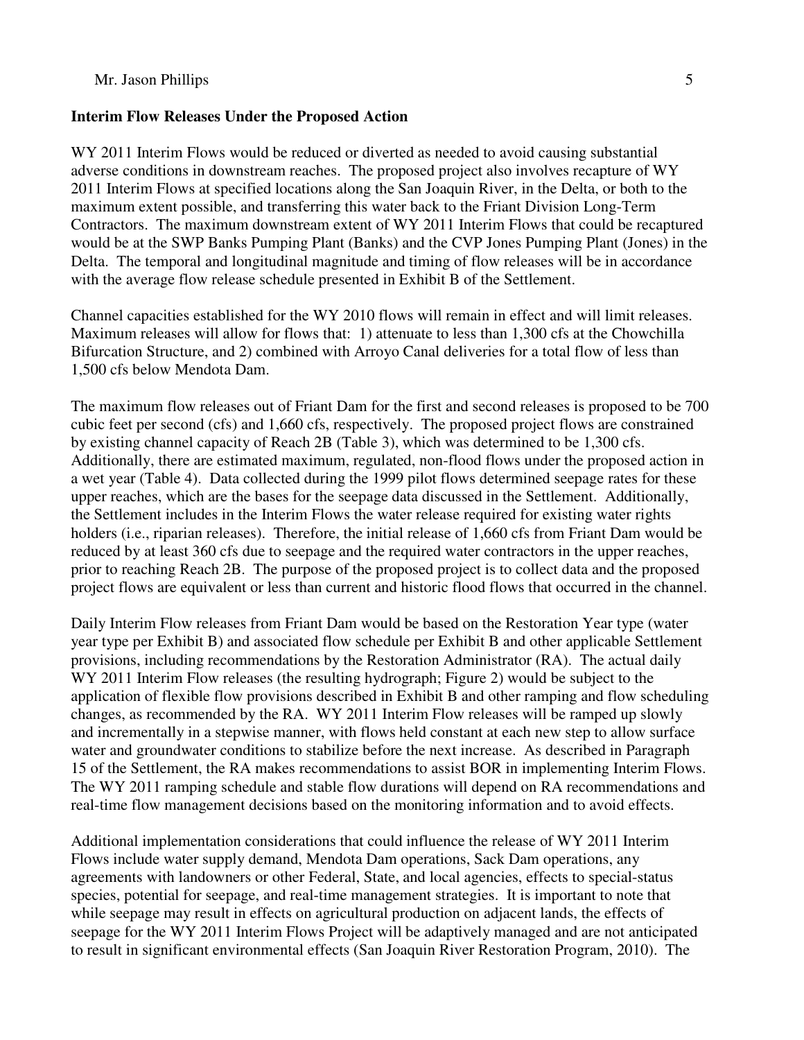**Interim Flow Releases Under the Proposed Action**

WY 2011 Interim Flows would be reduced or diverted as needed to avoid causing substantial adverse conditions in downstream reaches. The proposed project also involves recapture of WY 2011 Interim Flows at specified locations along the San Joaquin River, in the Delta, or both to the maximum extent possible, and transferring this water back to the Friant Division Long-Term Contractors. The maximum downstream extent of WY 2011 Interim Flows that could be recaptured would be at the SWP Banks Pumping Plant (Banks) and the CVP Jones Pumping Plant (Jones) in the Delta. The temporal and longitudinal magnitude and timing of flow releases will be in accordance with the average flow release schedule presented in Exhibit B of the Settlement.

Channel capacities established for the WY 2010 flows will remain in effect and will limit releases. Maximum releases will allow for flows that: 1) attenuate to less than 1,300 cfs at the Chowchilla Bifurcation Structure, and 2) combined with Arroyo Canal deliveries for a total flow of less than 1,500 cfs below Mendota Dam.

The maximum flow releases out of Friant Dam for the first and second releases is proposed to be 700 cubic feet per second (cfs) and 1,660 cfs, respectively. The proposed project flows are constrained by existing channel capacity of Reach 2B (Table 3), which was determined to be 1,300 cfs. Additionally, there are estimated maximum, regulated, non-flood flows under the proposed action in a wet year (Table 4). Data collected during the 1999 pilot flows determined seepage rates for these upper reaches, which are the bases for the seepage data discussed in the Settlement. Additionally, the Settlement includes in the Interim Flows the water release required for existing water rights holders (i.e., riparian releases). Therefore, the initial release of 1,660 cfs from Friant Dam would be reduced by at least 360 cfs due to seepage and the required water contractors in the upper reaches, prior to reaching Reach 2B. The purpose of the proposed project is to collect data and the proposed project flows are equivalent or less than current and historic flood flows that occurred in the channel.

Daily Interim Flow releases from Friant Dam would be based on the Restoration Year type (water year type per Exhibit B) and associated flow schedule per Exhibit B and other applicable Settlement provisions, including recommendations by the Restoration Administrator (RA). The actual daily WY 2011 Interim Flow releases (the resulting hydrograph; Figure 2) would be subject to the application of flexible flow provisions described in Exhibit B and other ramping and flow scheduling changes, as recommended by the RA. WY 2011 Interim Flow releases will be ramped up slowly and incrementally in a stepwise manner, with flows held constant at each new step to allow surface water and groundwater conditions to stabilize before the next increase. As described in Paragraph 15 of the Settlement, the RA makes recommendations to assist BOR in implementing Interim Flows. The WY 2011 ramping schedule and stable flow durations will depend on RA recommendations and real-time flow management decisions based on the monitoring information and to avoid effects.

Additional implementation considerations that could influence the release of WY 2011 Interim Flows include water supply demand, Mendota Dam operations, Sack Dam operations, any agreements with landowners or other Federal, State, and local agencies, effects to special-status species, potential for seepage, and real-time management strategies. It is important to note that while seepage may result in effects on agricultural production on adjacent lands, the effects of seepage for the WY 2011 Interim Flows Project will be adaptively managed and are not anticipated to result in significant environmental effects (San Joaquin River Restoration Program, 2010). The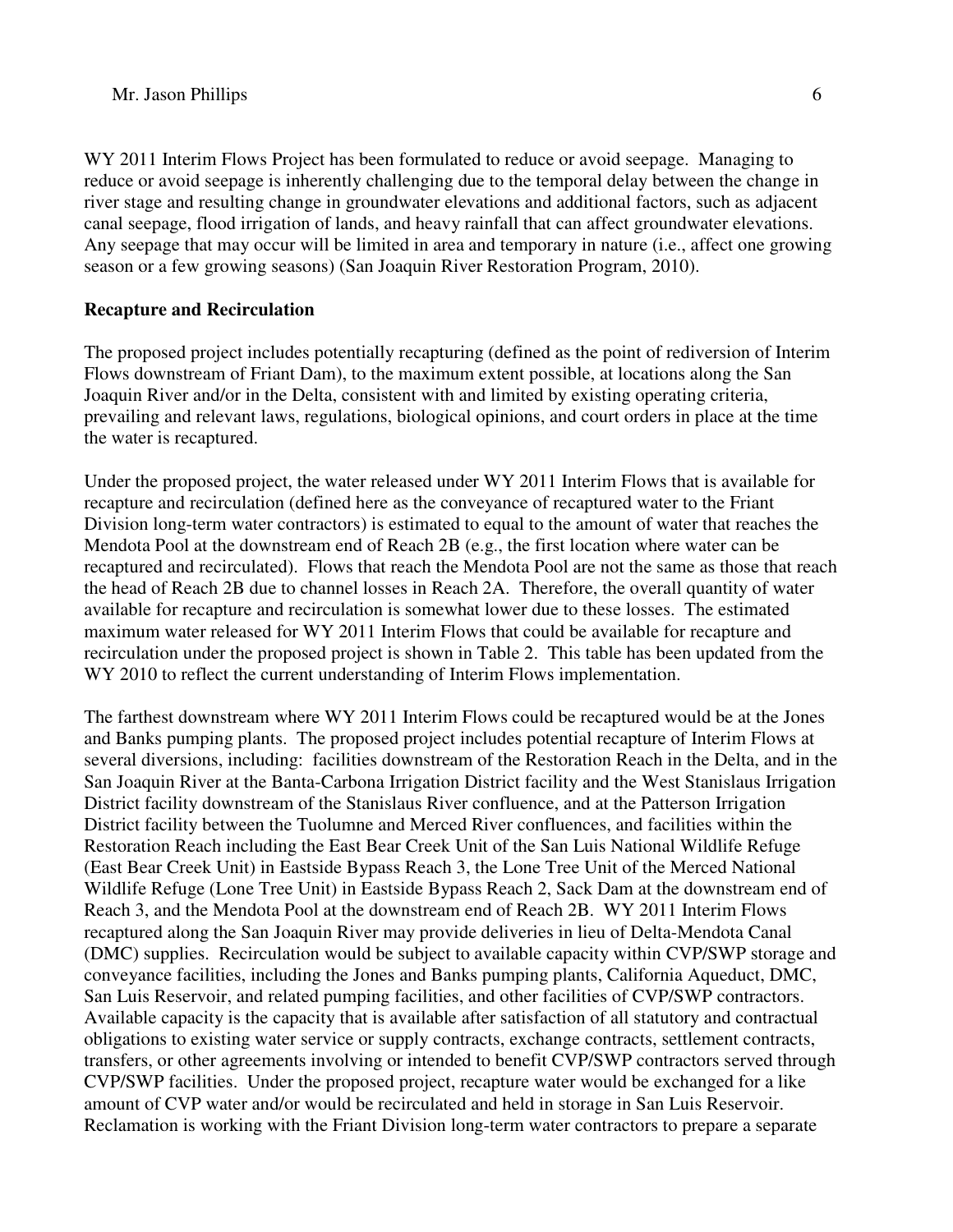WY 2011 Interim Flows Project has been formulated to reduce or avoid seepage. Managing to reduce or avoid seepage is inherently challenging due to the temporal delay between the change in river stage and resulting change in groundwater elevations and additional factors, such as adjacent canal seepage, flood irrigation of lands, and heavy rainfall that can affect groundwater elevations. Any seepage that may occur will be limited in area and temporary in nature (i.e., affect one growing season or a few growing seasons) (San Joaquin River Restoration Program, 2010).

**Recapture and Recirculation**

The proposed project includes potentially recapturing (defined as the point of rediversion of Interim Flows downstream of Friant Dam), to the maximum extent possible, at locations along the San Joaquin River and/or in the Delta, consistent with and limited by existing operating criteria, prevailing and relevant laws, regulations, biological opinions, and court orders in place at the time the water is recaptured.

Under the proposed project, the water released under WY 2011 Interim Flows that is available for recapture and recirculation (defined here as the conveyance of recaptured water to the Friant Division long-term water contractors) is estimated to equal to the amount of water that reaches the Mendota Pool at the downstream end of Reach 2B (e.g., the first location where water can be recaptured and recirculated). Flows that reach the Mendota Pool are not the same as those that reach the head of Reach 2B due to channel losses in Reach 2A. Therefore, the overall quantity of water available for recapture and recirculation is somewhat lower due to these losses. The estimated maximum water released for WY 2011 Interim Flows that could be available for recapture and recirculation under the proposed project is shown in Table 2. This table has been updated from the WY 2010 to reflect the current understanding of Interim Flows implementation.

The farthest downstream where WY 2011 Interim Flows could be recaptured would be at the Jones and Banks pumping plants. The proposed project includes potential recapture of Interim Flows at several diversions, including: facilities downstream of the Restoration Reach in the Delta, and in the San Joaquin River at the Banta-Carbona Irrigation District facility and the West Stanislaus Irrigation District facility downstream of the Stanislaus River confluence, and at the Patterson Irrigation District facility between the Tuolumne and Merced River confluences, and facilities within the Restoration Reach including the East Bear Creek Unit of the San Luis National Wildlife Refuge (East Bear Creek Unit) in Eastside Bypass Reach 3, the Lone Tree Unit of the Merced National Wildlife Refuge (Lone Tree Unit) in Eastside Bypass Reach 2, Sack Dam at the downstream end of Reach 3, and the Mendota Pool at the downstream end of Reach 2B. WY 2011 Interim Flows recaptured along the San Joaquin River may provide deliveries in lieu of Delta-Mendota Canal (DMC) supplies. Recirculation would be subject to available capacity within CVP/SWP storage and conveyance facilities, including the Jones and Banks pumping plants, California Aqueduct, DMC, San Luis Reservoir, and related pumping facilities, and other facilities of CVP/SWP contractors. Available capacity is the capacity that is available after satisfaction of all statutory and contractual obligations to existing water service or supply contracts, exchange contracts, settlement contracts, transfers, or other agreements involving or intended to benefit CVP/SWP contractors served through CVP/SWP facilities. Under the proposed project, recapture water would be exchanged for a like amount of CVP water and/or would be recirculated and held in storage in San Luis Reservoir. Reclamation is working with the Friant Division long-term water contractors to prepare a separate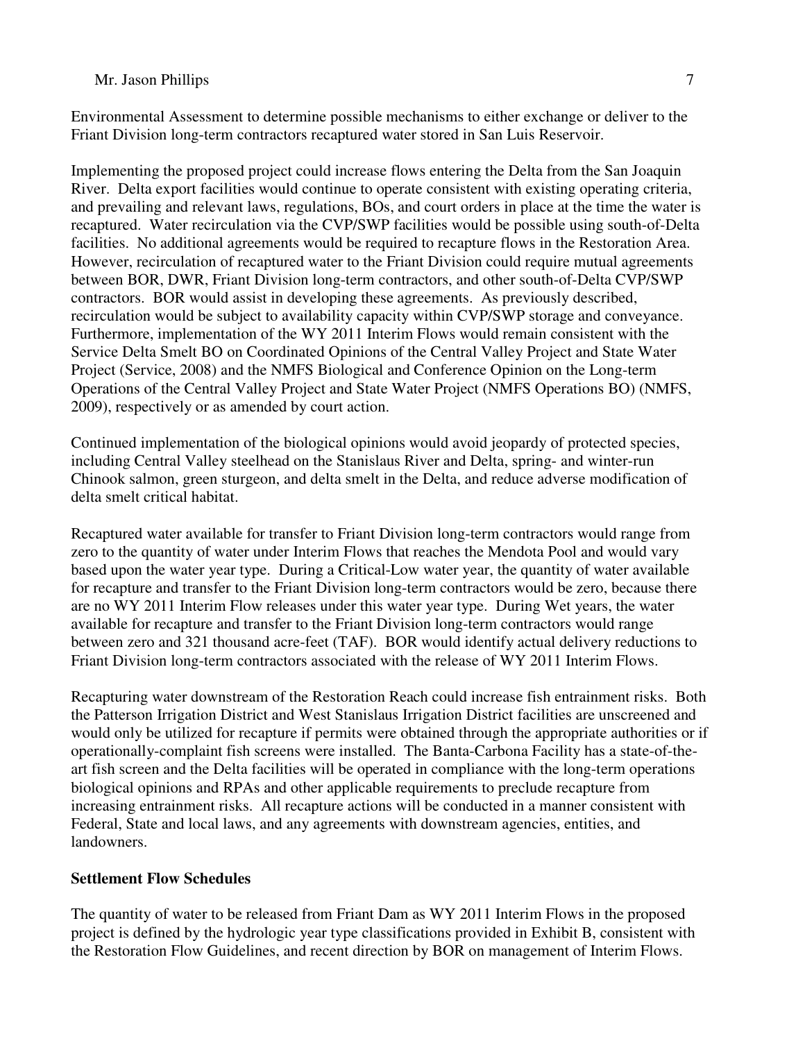Environmental Assessment to determine possible mechanisms to either exchange or deliver to the Friant Division long-term contractors recaptured water stored in San Luis Reservoir.

Implementing the proposed project could increase flows entering the Delta from the San Joaquin River. Delta export facilities would continue to operate consistent with existing operating criteria, and prevailing and relevant laws, regulations, BOs, and court orders in place at the time the water is recaptured. Water recirculation via the CVP/SWP facilities would be possible using south-of-Delta facilities. No additional agreements would be required to recapture flows in the Restoration Area. However, recirculation of recaptured water to the Friant Division could require mutual agreements between BOR, DWR, Friant Division long-term contractors, and other south-of-Delta CVP/SWP contractors. BOR would assist in developing these agreements. As previously described, recirculation would be subject to availability capacity within CVP/SWP storage and conveyance. Furthermore, implementation of the WY 2011 Interim Flows would remain consistent with the Service Delta Smelt BO on Coordinated Opinions of the Central Valley Project and State Water Project (Service, 2008) and the NMFS Biological and Conference Opinion on the Long-term Operations of the Central Valley Project and State Water Project (NMFS Operations BO) (NMFS, 2009), respectively or as amended by court action.

Continued implementation of the biological opinions would avoid jeopardy of protected species, including Central Valley steelhead on the Stanislaus River and Delta, spring- and winter-run Chinook salmon, green sturgeon, and delta smelt in the Delta, and reduce adverse modification of delta smelt critical habitat.

Recaptured water available for transfer to Friant Division long-term contractors would range from zero to the quantity of water under Interim Flows that reaches the Mendota Pool and would vary based upon the water year type. During a Critical-Low water year, the quantity of water available for recapture and transfer to the Friant Division long-term contractors would be zero, because there are no WY 2011 Interim Flow releases under this water year type. During Wet years, the water available for recapture and transfer to the Friant Division long-term contractors would range between zero and 321 thousand acre-feet (TAF). BOR would identify actual delivery reductions to Friant Division long-term contractors associated with the release of WY 2011 Interim Flows.

Recapturing water downstream of the Restoration Reach could increase fish entrainment risks. Both the Patterson Irrigation District and West Stanislaus Irrigation District facilities are unscreened and would only be utilized for recapture if permits were obtained through the appropriate authorities or if operationally-complaint fish screens were installed. The Banta-Carbona Facility has a state-of-the-art fish screen and the Delta facilities will be operated in compliance with the long-term operations biological opinions and RPAs and other applicable requirements to preclude recapture from increasing entrainment risks. All recapture actions will be conducted in a manner consistent with Federal, State and local laws, and any agreements with downstream agencies, entities, and landowners.

**Settlement Flow Schedules**

The quantity of water to be released from Friant Dam as WY 2011 Interim Flows in the proposed project is defined by the hydrologic year type classifications provided in Exhibit B, consistent with the Restoration Flow Guidelines, and recent direction by BOR on management of Interim Flows.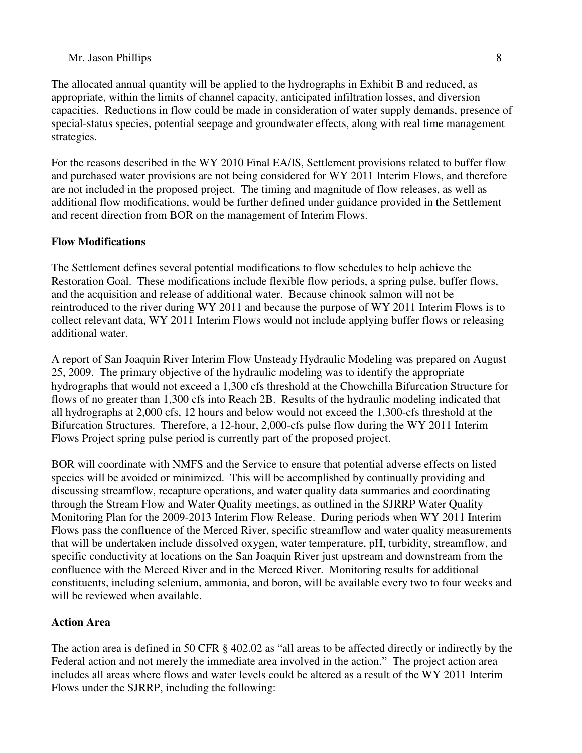The allocated annual quantity will be applied to the hydrographs in Exhibit B and reduced, as appropriate, within the limits of channel capacity, anticipated infiltration losses, and diversion capacities. Reductions in flow could be made in consideration of water supply demands, presence of special-status species, potential seepage and groundwater effects, along with real time management strategies.

For the reasons described in the WY 2010 Final EA/IS, Settlement provisions related to buffer flow and purchased water provisions are not being considered for WY 2011 Interim Flows, and therefore are not included in the proposed project. The timing and magnitude of flow releases, as well as additional flow modifications, would be further defined under guidance provided in the Settlement and recent direction from BOR on the management of Interim Flows.

**Flow Modifications**

The Settlement defines several potential modifications to flow schedules to help achieve the Restoration Goal. These modifications include flexible flow periods, a spring pulse, buffer flows, and the acquisition and release of additional water. Because chinook salmon will not be reintroduced to the river during WY 2011 and because the purpose of WY 2011 Interim Flows is to collect relevant data, WY 2011 Interim Flows would not include applying buffer flows or releasing additional water.

A report of San Joaquin River Interim Flow Unsteady Hydraulic Modeling was prepared on August 25, 2009. The primary objective of the hydraulic modeling was to identify the appropriate hydrographs that would not exceed a 1,300 cfs threshold at the Chowchilla Bifurcation Structure for flows of no greater than 1,300 cfs into Reach 2B. Results of the hydraulic modeling indicated that all hydrographs at 2,000 cfs, 12 hours and below would not exceed the 1,300-cfs threshold at the Bifurcation Structures. Therefore, a 12-hour, 2,000-cfs pulse flow during the WY 2011 Interim Flows Project spring pulse period is currently part of the proposed project.

BOR will coordinate with NMFS and the Service to ensure that potential adverse effects on listed species will be avoided or minimized. This will be accomplished by continually providing and discussing streamflow, recapture operations, and water quality data summaries and coordinating through the Stream Flow and Water Quality meetings, as outlined in the SJRRP Water Quality Monitoring Plan for the 2009-2013 Interim Flow Release. During periods when WY 2011 Interim Flows pass the confluence of the Merced River, specific streamflow and water quality measurements that will be undertaken include dissolved oxygen, water temperature, pH, turbidity, streamflow, and specific conductivity at locations on the San Joaquin River just upstream and downstream from the confluence with the Merced River and in the Merced River. Monitoring results for additional constituents, including selenium, ammonia, and boron, will be available every two to four weeks and will be reviewed when available.

**Action Area**

The action area is defined in 50 CFR § 402.02 as "all areas to be affected directly or indirectly by the Federal action and not merely the immediate area involved in the action." The project action area includes all areas where flows and water levels could be altered as a result of the WY 2011 Interim Flows under the SJRRP, including the following: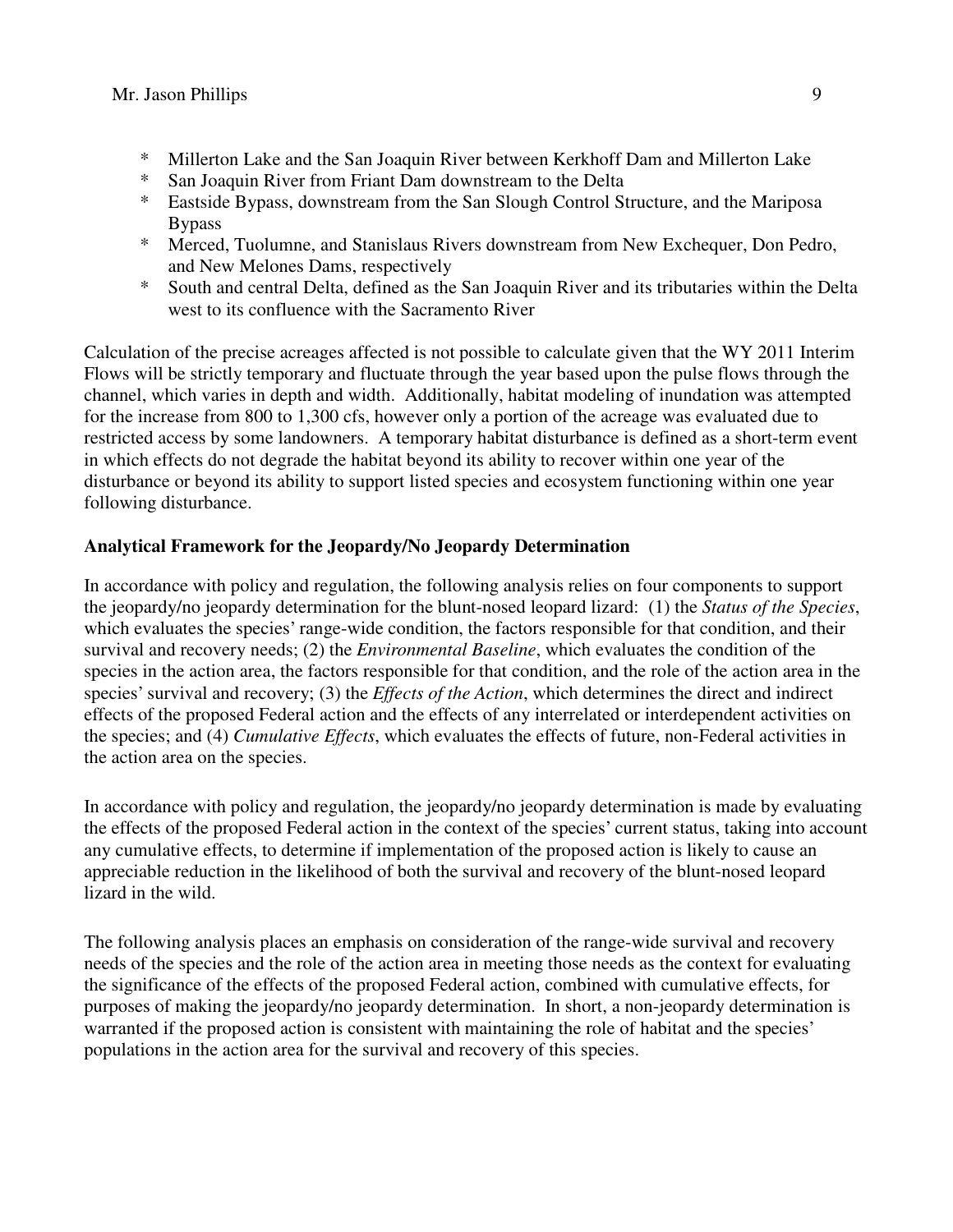- Millerton Lake and the San Joaquin River between Kerkhoff Dam and Millerton Lake
- San Joaquin River from Friant Dam downstream to the Delta
- Eastside Bypass, downstream from the San Slough Control Structure, and the Mariposa Bypass
- Merced, Tuolumne, and Stanislaus Rivers downstream from New Exchequer, Don Pedro, and New Melones Dams, respectively
- South and central Delta, defined as the San Joaquin River and its tributaries within the Delta west to its confluence with the Sacramento River

Calculation of the precise acreages affected is not possible to calculate given that the WY 2011 Interim Flows will be strictly temporary and fluctuate through the year based upon the pulse flows through the channel, which varies in depth and width. Additionally, habitat modeling of inundation was attempted for the increase from 800 to 1,300 cfs, however only a portion of the acreage was evaluated due to restricted access by some landowners. A temporary habitat disturbance is defined as a short-term event in which effects do not degrade the habitat beyond its ability to recover within one year of the disturbance or beyond its ability to support listed species and ecosystem functioning within one year following disturbance.

**Analytical Framework for the Jeopardy/No Jeopardy Determination**

In accordance with policy and regulation, the following analysis relies on four components to support the jeopardy/no jeopardy determination for the blunt-nosed leopard lizard: (1) the *Status of the Species*, which evaluates the species' range-wide condition, the factors responsible for that condition, and their survival and recovery needs; (2) the *Environmental Baseline*, which evaluates the condition of the species in the action area, the factors responsible for that condition, and the role of the action area in the species' survival and recovery; (3) the *Effects of the Action*, which determines the direct and indirect effects of the proposed Federal action and the effects of any interrelated or interdependent activities on the species; and (4) *Cumulative Effects*, which evaluates the effects of future, non-Federal activities in the action area on the species.

In accordance with policy and regulation, the jeopardy/no jeopardy determination is made by evaluating the effects of the proposed Federal action in the context of the species' current status, taking into account any cumulative effects, to determine if implementation of the proposed action is likely to cause an appreciable reduction in the likelihood of both the survival and recovery of the blunt-nosed leopard lizard in the wild.

The following analysis places an emphasis on consideration of the range-wide survival and recovery needs of the species and the role of the action area in meeting those needs as the context for evaluating the significance of the effects of the proposed Federal action, combined with cumulative effects, for purposes of making the jeopardy/no jeopardy determination. In short, a non-jeopardy determination is warranted if the proposed action is consistent with maintaining the role of habitat and the species' populations in the action area for the survival and recovery of this species.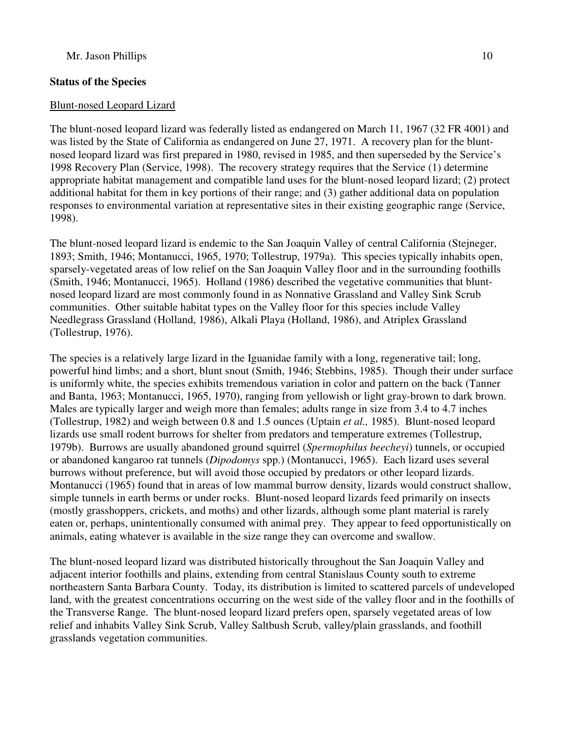**Status of the Species**

Blunt-nosed Leopard Lizard

The blunt-nosed leopard lizard was federally listed as endangered on March 11, 1967 (32 FR 4001) and was listed by the State of California as endangered on June 27, 1971. A recovery plan for the blunt-nosed leopard lizard was first prepared in 1980, revised in 1985, and then superseded by the Service's 1998 Recovery Plan (Service, 1998). The recovery strategy requires that the Service (1) determine appropriate habitat management and compatible land uses for the blunt-nosed leopard lizard; (2) protect additional habitat for them in key portions of their range; and (3) gather additional data on population responses to environmental variation at representative sites in their existing geographic range (Service, 1998).

The blunt-nosed leopard lizard is endemic to the San Joaquin Valley of central California (Stejneger, 1893; Smith, 1946; Montanucci, 1965, 1970; Tollestrup, 1979a). This species typically inhabits open, sparsely-vegetated areas of low relief on the San Joaquin Valley floor and in the surrounding foothills (Smith, 1946; Montanucci, 1965). Holland (1986) described the vegetative communities that blunt-nosed leopard lizard are most commonly found in as Nonnative Grassland and Valley Sink Scrub communities. Other suitable habitat types on the Valley floor for this species include Valley Needlegrass Grassland (Holland, 1986), Alkali Playa (Holland, 1986), and Atriplex Grassland (Tollestrup, 1976).

The species is a relatively large lizard in the Iguanidae family with a long, regenerative tail; long, powerful hind limbs; and a short, blunt snout (Smith, 1946; Stebbins, 1985). Though their under surface is uniformly white, the species exhibits tremendous variation in color and pattern on the back (Tanner and Banta, 1963; Montanucci, 1965, 1970), ranging from yellowish or light gray-brown to dark brown. Males are typically larger and weigh more than females; adults range in size from 3.4 to 4.7 inches (Tollestrup, 1982) and weigh between 0.8 and 1.5 ounces (Uptain *et al.,* 1985). Blunt-nosed leopard lizards use small rodent burrows for shelter from predators and temperature extremes (Tollestrup, 1979b). Burrows are usually abandoned ground squirrel (*Spermophilus beecheyi*) tunnels, or occupied or abandoned kangaroo rat tunnels (*Dipodomys* spp.) (Montanucci, 1965). Each lizard uses several burrows without preference, but will avoid those occupied by predators or other leopard lizards. Montanucci (1965) found that in areas of low mammal burrow density, lizards would construct shallow, simple tunnels in earth berms or under rocks. Blunt-nosed leopard lizards feed primarily on insects (mostly grasshoppers, crickets, and moths) and other lizards, although some plant material is rarely eaten or, perhaps, unintentionally consumed with animal prey. They appear to feed opportunistically on animals, eating whatever is available in the size range they can overcome and swallow.

The blunt-nosed leopard lizard was distributed historically throughout the San Joaquin Valley and adjacent interior foothills and plains, extending from central Stanislaus County south to extreme northeastern Santa Barbara County. Today, its distribution is limited to scattered parcels of undeveloped land, with the greatest concentrations occurring on the west side of the valley floor and in the foothills of the Transverse Range. The blunt-nosed leopard lizard prefers open, sparsely vegetated areas of low relief and inhabits Valley Sink Scrub, Valley Saltbush Scrub, valley/plain grasslands, and foothill grasslands vegetation communities.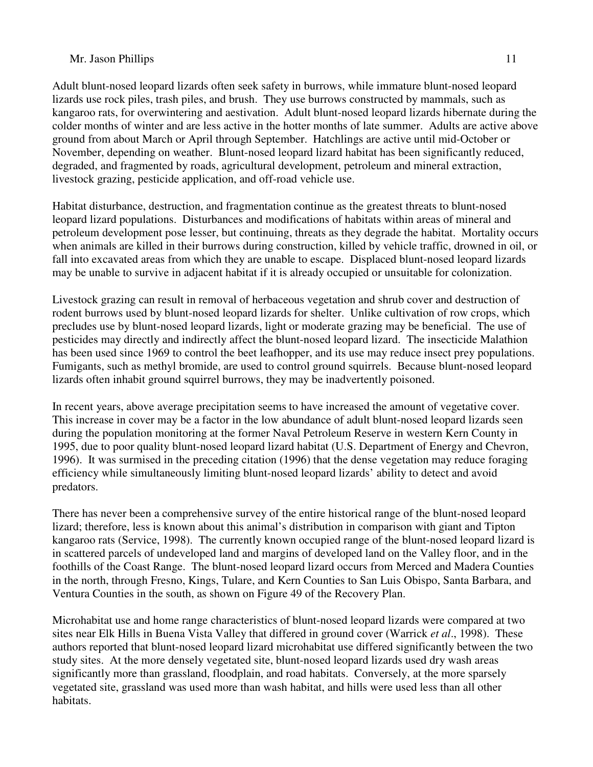Adult blunt-nosed leopard lizards often seek safety in burrows, while immature blunt-nosed leopard lizards use rock piles, trash piles, and brush. They use burrows constructed by mammals, such as kangaroo rats, for overwintering and aestivation. Adult blunt-nosed leopard lizards hibernate during the colder months of winter and are less active in the hotter months of late summer. Adults are active above ground from about March or April through September. Hatchlings are active until mid-October or November, depending on weather. Blunt-nosed leopard lizard habitat has been significantly reduced, degraded, and fragmented by roads, agricultural development, petroleum and mineral extraction, livestock grazing, pesticide application, and off-road vehicle use.

Habitat disturbance, destruction, and fragmentation continue as the greatest threats to blunt-nosed leopard lizard populations. Disturbances and modifications of habitats within areas of mineral and petroleum development pose lesser, but continuing, threats as they degrade the habitat. Mortality occurs when animals are killed in their burrows during construction, killed by vehicle traffic, drowned in oil, or fall into excavated areas from which they are unable to escape. Displaced blunt-nosed leopard lizards may be unable to survive in adjacent habitat if it is already occupied or unsuitable for colonization.

Livestock grazing can result in removal of herbaceous vegetation and shrub cover and destruction of rodent burrows used by blunt-nosed leopard lizards for shelter. Unlike cultivation of row crops, which precludes use by blunt-nosed leopard lizards, light or moderate grazing may be beneficial. The use of pesticides may directly and indirectly affect the blunt-nosed leopard lizard. The insecticide Malathion has been used since 1969 to control the beet leafhopper, and its use may reduce insect prey populations. Fumigants, such as methyl bromide, are used to control ground squirrels. Because blunt-nosed leopard lizards often inhabit ground squirrel burrows, they may be inadvertently poisoned.

In recent years, above average precipitation seems to have increased the amount of vegetative cover. This increase in cover may be a factor in the low abundance of adult blunt-nosed leopard lizards seen during the population monitoring at the former Naval Petroleum Reserve in western Kern County in 1995, due to poor quality blunt-nosed leopard lizard habitat (U.S. Department of Energy and Chevron, 1996). It was surmised in the preceding citation (1996) that the dense vegetation may reduce foraging efficiency while simultaneously limiting blunt-nosed leopard lizards' ability to detect and avoid predators.

There has never been a comprehensive survey of the entire historical range of the blunt-nosed leopard lizard; therefore, less is known about this animal's distribution in comparison with giant and Tipton kangaroo rats (Service, 1998). The currently known occupied range of the blunt-nosed leopard lizard is in scattered parcels of undeveloped land and margins of developed land on the Valley floor, and in the foothills of the Coast Range. The blunt-nosed leopard lizard occurs from Merced and Madera Counties in the north, through Fresno, Kings, Tulare, and Kern Counties to San Luis Obispo, Santa Barbara, and Ventura Counties in the south, as shown on Figure 49 of the Recovery Plan.

Microhabitat use and home range characteristics of blunt-nosed leopard lizards were compared at two sites near Elk Hills in Buena Vista Valley that differed in ground cover (Warrick *et al*., 1998). These authors reported that blunt-nosed leopard lizard microhabitat use differed significantly between the two study sites. At the more densely vegetated site, blunt-nosed leopard lizards used dry wash areas significantly more than grassland, floodplain, and road habitats. Conversely, at the more sparsely vegetated site, grassland was used more than wash habitat, and hills were used less than all other habitats.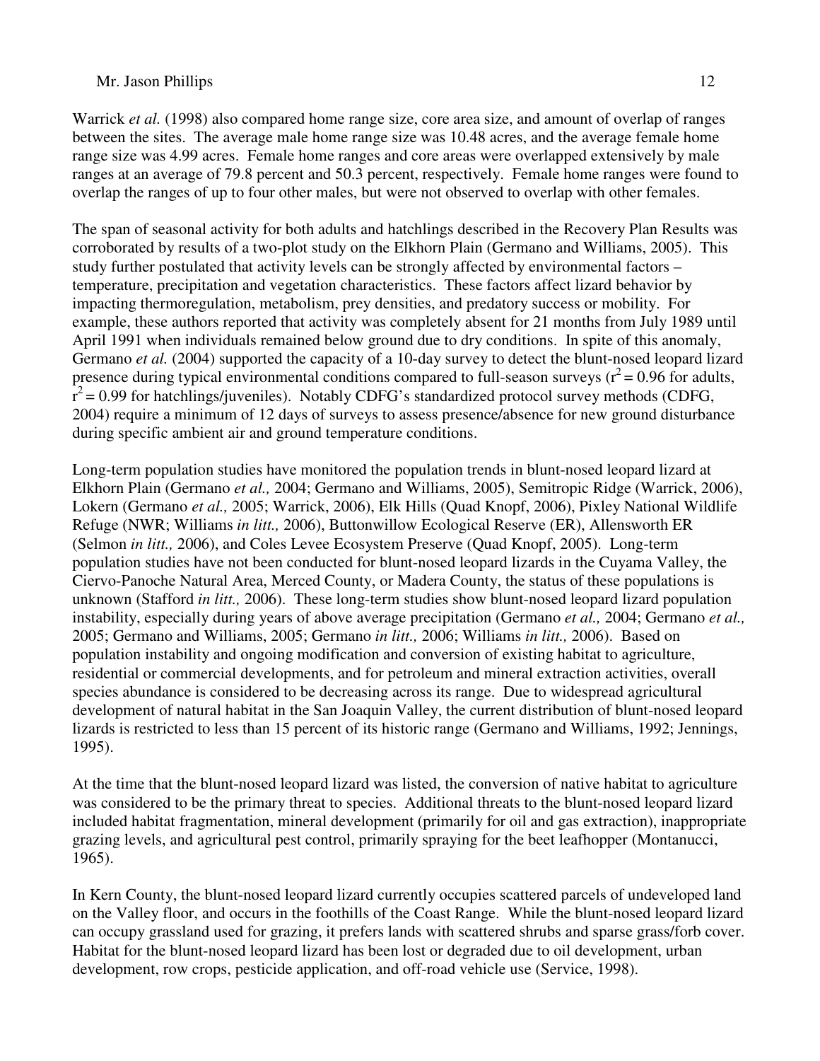Warrick *et al.* (1998) also compared home range size, core area size, and amount of overlap of ranges between the sites. The average male home range size was 10.48 acres, and the average female home range size was 4.99 acres. Female home ranges and core areas were overlapped extensively by male ranges at an average of 79.8 percent and 50.3 percent, respectively. Female home ranges were found to overlap the ranges of up to four other males, but were not observed to overlap with other females.

The span of seasonal activity for both adults and hatchlings described in the Recovery Plan Results was corroborated by results of a two-plot study on the Elkhorn Plain (Germano and Williams, 2005). This study further postulated that activity levels can be strongly affected by environmental factors – temperature, precipitation and vegetation characteristics. These factors affect lizard behavior by impacting thermoregulation, metabolism, prey densities, and predatory success or mobility. For example, these authors reported that activity was completely absent for 21 months from July 1989 until April 1991 when individuals remained below ground due to dry conditions. In spite of this anomaly, Germano *et al.* (2004) supported the capacity of a 10-day survey to detect the blunt-nosed leopard lizard presence during typical environmental conditions compared to full-season surveys ($r^2 = 0.96$ for adults, $r^2 = 0.99$ for hatchlings/juveniles). Notably CDFG's standardized protocol survey methods (CDFG, 2004) require a minimum of 12 days of surveys to assess presence/absence for new ground disturbance during specific ambient air and ground temperature conditions.

Long-term population studies have monitored the population trends in blunt-nosed leopard lizard at Elkhorn Plain (Germano *et al.,* 2004; Germano and Williams, 2005), Semitropic Ridge (Warrick, 2006), Lokern (Germano *et al.,* 2005; Warrick, 2006), Elk Hills (Quad Knopf, 2006), Pixley National Wildlife Refuge (NWR; Williams *in litt.,* 2006), Buttonwillow Ecological Reserve (ER), Allensworth ER (Selmon *in litt.,* 2006), and Coles Levee Ecosystem Preserve (Quad Knopf, 2005). Long-term population studies have not been conducted for blunt-nosed leopard lizards in the Cuyama Valley, the Ciervo-Panoche Natural Area, Merced County, or Madera County, the status of these populations is unknown (Stafford *in litt.,* 2006). These long-term studies show blunt-nosed leopard lizard population instability, especially during years of above average precipitation (Germano *et al.,* 2004; Germano *et al.,* 2005; Germano and Williams, 2005; Germano *in litt.,* 2006; Williams *in litt.,* 2006). Based on population instability and ongoing modification and conversion of existing habitat to agriculture, residential or commercial developments, and for petroleum and mineral extraction activities, overall species abundance is considered to be decreasing across its range. Due to widespread agricultural development of natural habitat in the San Joaquin Valley, the current distribution of blunt-nosed leopard lizards is restricted to less than 15 percent of its historic range (Germano and Williams, 1992; Jennings, 1995).

At the time that the blunt-nosed leopard lizard was listed, the conversion of native habitat to agriculture was considered to be the primary threat to species. Additional threats to the blunt-nosed leopard lizard included habitat fragmentation, mineral development (primarily for oil and gas extraction), inappropriate grazing levels, and agricultural pest control, primarily spraying for the beet leafhopper (Montanucci, 1965).

In Kern County, the blunt-nosed leopard lizard currently occupies scattered parcels of undeveloped land on the Valley floor, and occurs in the foothills of the Coast Range. While the blunt-nosed leopard lizard can occupy grassland used for grazing, it prefers lands with scattered shrubs and sparse grass/forb cover. Habitat for the blunt-nosed leopard lizard has been lost or degraded due to oil development, urban development, row crops, pesticide application, and off-road vehicle use (Service, 1998).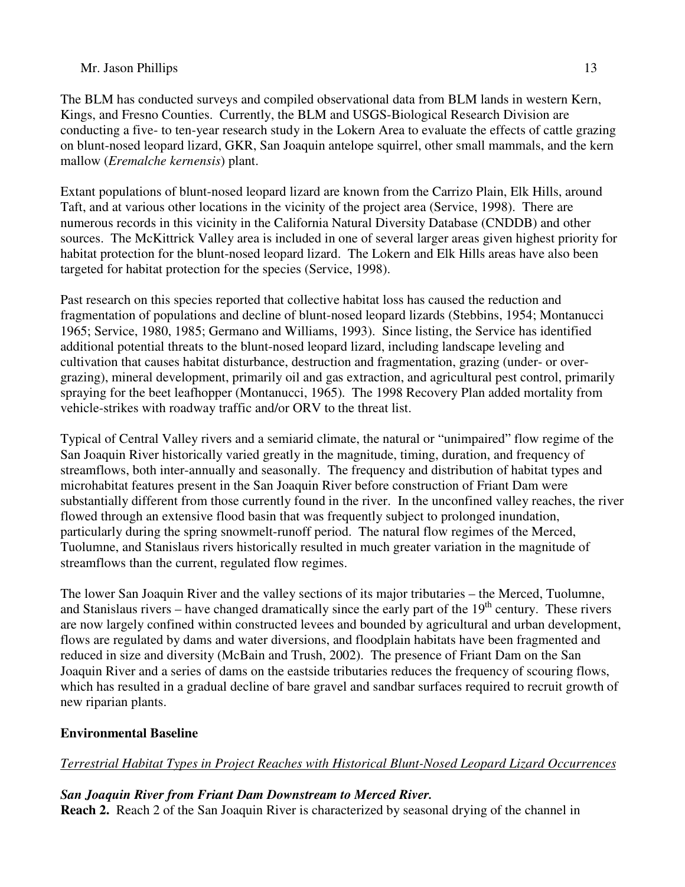The BLM has conducted surveys and compiled observational data from BLM lands in western Kern, Kings, and Fresno Counties. Currently, the BLM and USGS-Biological Research Division are conducting a five- to ten-year research study in the Lokern Area to evaluate the effects of cattle grazing on blunt-nosed leopard lizard, GKR, San Joaquin antelope squirrel, other small mammals, and the kern mallow (*Eremalche kernensis*) plant.

Extant populations of blunt-nosed leopard lizard are known from the Carrizo Plain, Elk Hills, around Taft, and at various other locations in the vicinity of the project area (Service, 1998). There are numerous records in this vicinity in the California Natural Diversity Database (CNDDB) and other sources. The McKittrick Valley area is included in one of several larger areas given highest priority for habitat protection for the blunt-nosed leopard lizard. The Lokern and Elk Hills areas have also been targeted for habitat protection for the species (Service, 1998).

Past research on this species reported that collective habitat loss has caused the reduction and fragmentation of populations and decline of blunt-nosed leopard lizards (Stebbins, 1954; Montanucci 1965; Service, 1980, 1985; Germano and Williams, 1993). Since listing, the Service has identified additional potential threats to the blunt-nosed leopard lizard, including landscape leveling and cultivation that causes habitat disturbance, destruction and fragmentation, grazing (under- or over-grazing), mineral development, primarily oil and gas extraction, and agricultural pest control, primarily spraying for the beet leafhopper (Montanucci, 1965). The 1998 Recovery Plan added mortality from vehicle-strikes with roadway traffic and/or ORV to the threat list.

Typical of Central Valley rivers and a semiarid climate, the natural or "unimpaired" flow regime of the San Joaquin River historically varied greatly in the magnitude, timing, duration, and frequency of streamflows, both inter-annually and seasonally. The frequency and distribution of habitat types and microhabitat features present in the San Joaquin River before construction of Friant Dam were substantially different from those currently found in the river. In the unconfined valley reaches, the river flowed through an extensive flood basin that was frequently subject to prolonged inundation, particularly during the spring snowmelt-runoff period. The natural flow regimes of the Merced, Tuolumne, and Stanislaus rivers historically resulted in much greater variation in the magnitude of streamflows than the current, regulated flow regimes.

The lower San Joaquin River and the valley sections of its major tributaries – the Merced, Tuolumne, and Stanislaus rivers – have changed dramatically since the early part of the 19th century. These rivers are now largely confined within constructed levees and bounded by agricultural and urban development, flows are regulated by dams and water diversions, and floodplain habitats have been fragmented and reduced in size and diversity (McBain and Trush, 2002). The presence of Friant Dam on the San Joaquin River and a series of dams on the eastside tributaries reduces the frequency of scouring flows, which has resulted in a gradual decline of bare gravel and sandbar surfaces required to recruit growth of new riparian plants.

## Environmental Baseline

<u>*Terrestrial Habitat Types in Project Reaches with Historical Blunt-Nosed Leopard Lizard Occurrences*</u>

### *San Joaquin River from Friant Dam Downstream to Merced River.*

**Reach 2.** Reach 2 of the San Joaquin River is characterized by seasonal drying of the channel in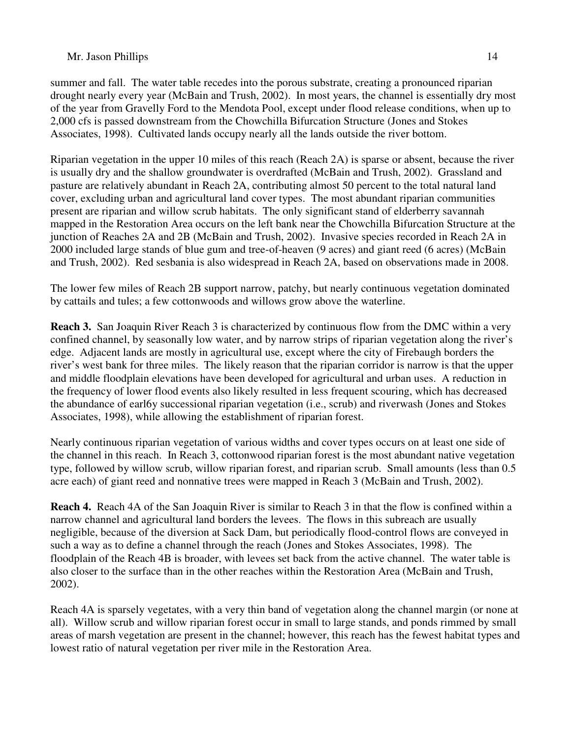summer and fall. The water table recedes into the porous substrate, creating a pronounced riparian drought nearly every year (McBain and Trush, 2002). In most years, the channel is essentially dry most of the year from Gravelly Ford to the Mendota Pool, except under flood release conditions, when up to 2,000 cfs is passed downstream from the Chowchilla Bifurcation Structure (Jones and Stokes Associates, 1998). Cultivated lands occupy nearly all the lands outside the river bottom.

Riparian vegetation in the upper 10 miles of this reach (Reach 2A) is sparse or absent, because the river is usually dry and the shallow groundwater is overdrafted (McBain and Trush, 2002). Grassland and pasture are relatively abundant in Reach 2A, contributing almost 50 percent to the total natural land cover, excluding urban and agricultural land cover types. The most abundant riparian communities present are riparian and willow scrub habitats. The only significant stand of elderberry savannah mapped in the Restoration Area occurs on the left bank near the Chowchilla Bifurcation Structure at the junction of Reaches 2A and 2B (McBain and Trush, 2002). Invasive species recorded in Reach 2A in 2000 included large stands of blue gum and tree-of-heaven (9 acres) and giant reed (6 acres) (McBain and Trush, 2002). Red sesbania is also widespread in Reach 2A, based on observations made in 2008.

The lower few miles of Reach 2B support narrow, patchy, but nearly continuous vegetation dominated by cattails and tules; a few cottonwoods and willows grow above the waterline.

**Reach 3.** San Joaquin River Reach 3 is characterized by continuous flow from the DMC within a very confined channel, by seasonally low water, and by narrow strips of riparian vegetation along the river's edge. Adjacent lands are mostly in agricultural use, except where the city of Firebaugh borders the river's west bank for three miles. The likely reason that the riparian corridor is narrow is that the upper and middle floodplain elevations have been developed for agricultural and urban uses. A reduction in the frequency of lower flood events also likely resulted in less frequent scouring, which has decreased the abundance of earl6y successional riparian vegetation (i.e., scrub) and riverwash (Jones and Stokes Associates, 1998), while allowing the establishment of riparian forest.

Nearly continuous riparian vegetation of various widths and cover types occurs on at least one side of the channel in this reach. In Reach 3, cottonwood riparian forest is the most abundant native vegetation type, followed by willow scrub, willow riparian forest, and riparian scrub. Small amounts (less than 0.5 acre each) of giant reed and nonnative trees were mapped in Reach 3 (McBain and Trush, 2002).

**Reach 4.** Reach 4A of the San Joaquin River is similar to Reach 3 in that the flow is confined within a narrow channel and agricultural land borders the levees. The flows in this subreach are usually negligible, because of the diversion at Sack Dam, but periodically flood-control flows are conveyed in such a way as to define a channel through the reach (Jones and Stokes Associates, 1998). The floodplain of the Reach 4B is broader, with levees set back from the active channel. The water table is also closer to the surface than in the other reaches within the Restoration Area (McBain and Trush, 2002).

Reach 4A is sparsely vegetates, with a very thin band of vegetation along the channel margin (or none at all). Willow scrub and willow riparian forest occur in small to large stands, and ponds rimmed by small areas of marsh vegetation are present in the channel; however, this reach has the fewest habitat types and lowest ratio of natural vegetation per river mile in the Restoration Area.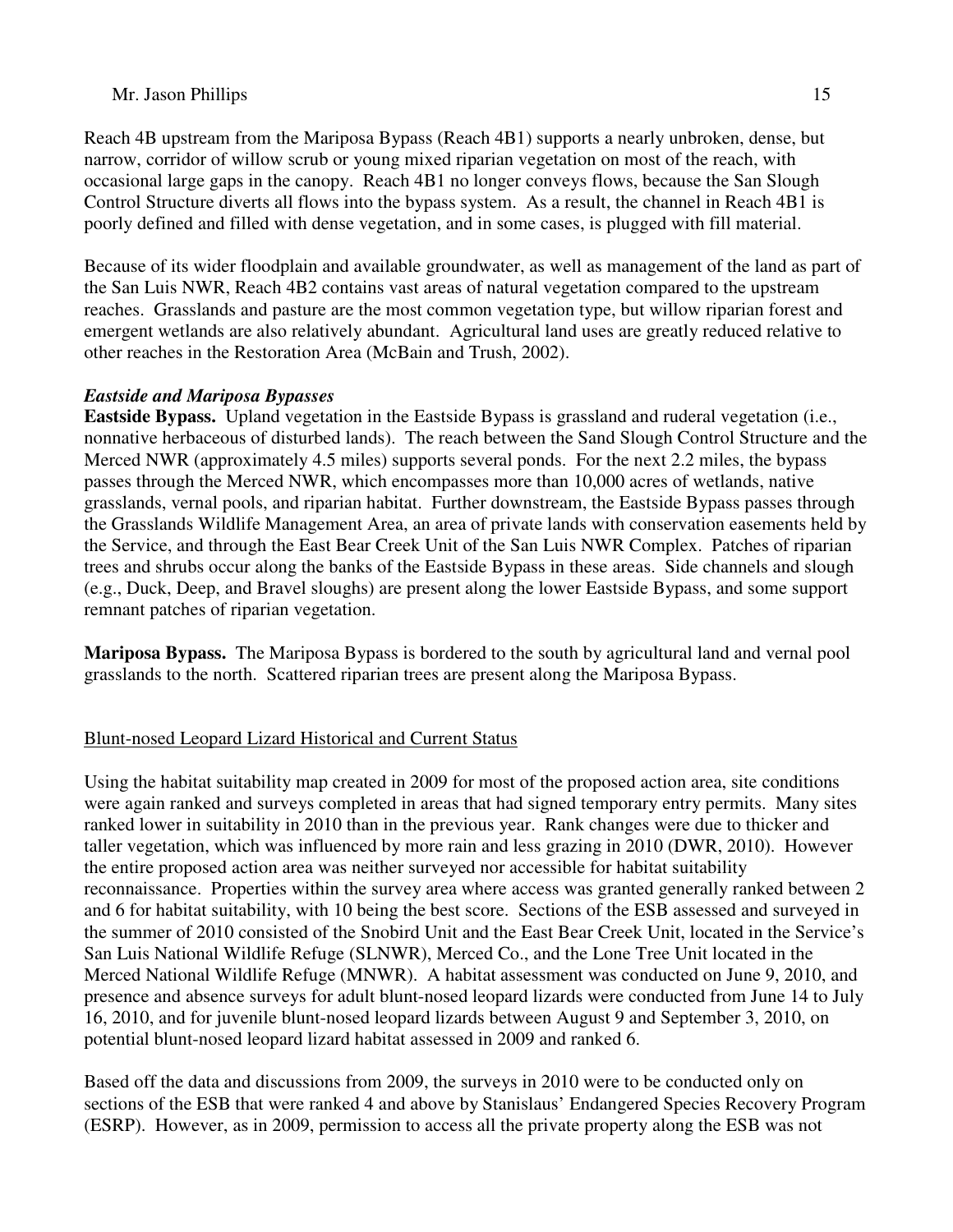Reach 4B upstream from the Mariposa Bypass (Reach 4B1) supports a nearly unbroken, dense, but narrow, corridor of willow scrub or young mixed riparian vegetation on most of the reach, with occasional large gaps in the canopy. Reach 4B1 no longer conveys flows, because the San Slough Control Structure diverts all flows into the bypass system. As a result, the channel in Reach 4B1 is poorly defined and filled with dense vegetation, and in some cases, is plugged with fill material.

Because of its wider floodplain and available groundwater, as well as management of the land as part of the San Luis NWR, Reach 4B2 contains vast areas of natural vegetation compared to the upstream reaches. Grasslands and pasture are the most common vegetation type, but willow riparian forest and emergent wetlands are also relatively abundant. Agricultural land uses are greatly reduced relative to other reaches in the Restoration Area (McBain and Trush, 2002).

***Eastside and Mariposa Bypasses***

**Eastside Bypass.** Upland vegetation in the Eastside Bypass is grassland and ruderal vegetation (i.e., nonnative herbaceous of disturbed lands). The reach between the Sand Slough Control Structure and the Merced NWR (approximately 4.5 miles) supports several ponds. For the next 2.2 miles, the bypass passes through the Merced NWR, which encompasses more than 10,000 acres of wetlands, native grasslands, vernal pools, and riparian habitat. Further downstream, the Eastside Bypass passes through the Grasslands Wildlife Management Area, an area of private lands with conservation easements held by the Service, and through the East Bear Creek Unit of the San Luis NWR Complex. Patches of riparian trees and shrubs occur along the banks of the Eastside Bypass in these areas. Side channels and slough (e.g., Duck, Deep, and Bravel sloughs) are present along the lower Eastside Bypass, and some support remnant patches of riparian vegetation.

**Mariposa Bypass.** The Mariposa Bypass is bordered to the south by agricultural land and vernal pool grasslands to the north. Scattered riparian trees are present along the Mariposa Bypass.

Blunt-nosed Leopard Lizard Historical and Current Status

Using the habitat suitability map created in 2009 for most of the proposed action area, site conditions were again ranked and surveys completed in areas that had signed temporary entry permits. Many sites ranked lower in suitability in 2010 than in the previous year. Rank changes were due to thicker and taller vegetation, which was influenced by more rain and less grazing in 2010 (DWR, 2010). However the entire proposed action area was neither surveyed nor accessible for habitat suitability reconnaissance. Properties within the survey area where access was granted generally ranked between 2 and 6 for habitat suitability, with 10 being the best score. Sections of the ESB assessed and surveyed in the summer of 2010 consisted of the Snobird Unit and the East Bear Creek Unit, located in the Service's San Luis National Wildlife Refuge (SLNWR), Merced Co., and the Lone Tree Unit located in the Merced National Wildlife Refuge (MNWR). A habitat assessment was conducted on June 9, 2010, and presence and absence surveys for adult blunt-nosed leopard lizards were conducted from June 14 to July 16, 2010, and for juvenile blunt-nosed leopard lizards between August 9 and September 3, 2010, on potential blunt-nosed leopard lizard habitat assessed in 2009 and ranked 6.

Based off the data and discussions from 2009, the surveys in 2010 were to be conducted only on sections of the ESB that were ranked 4 and above by Stanislaus' Endangered Species Recovery Program (ESRP). However, as in 2009, permission to access all the private property along the ESB was not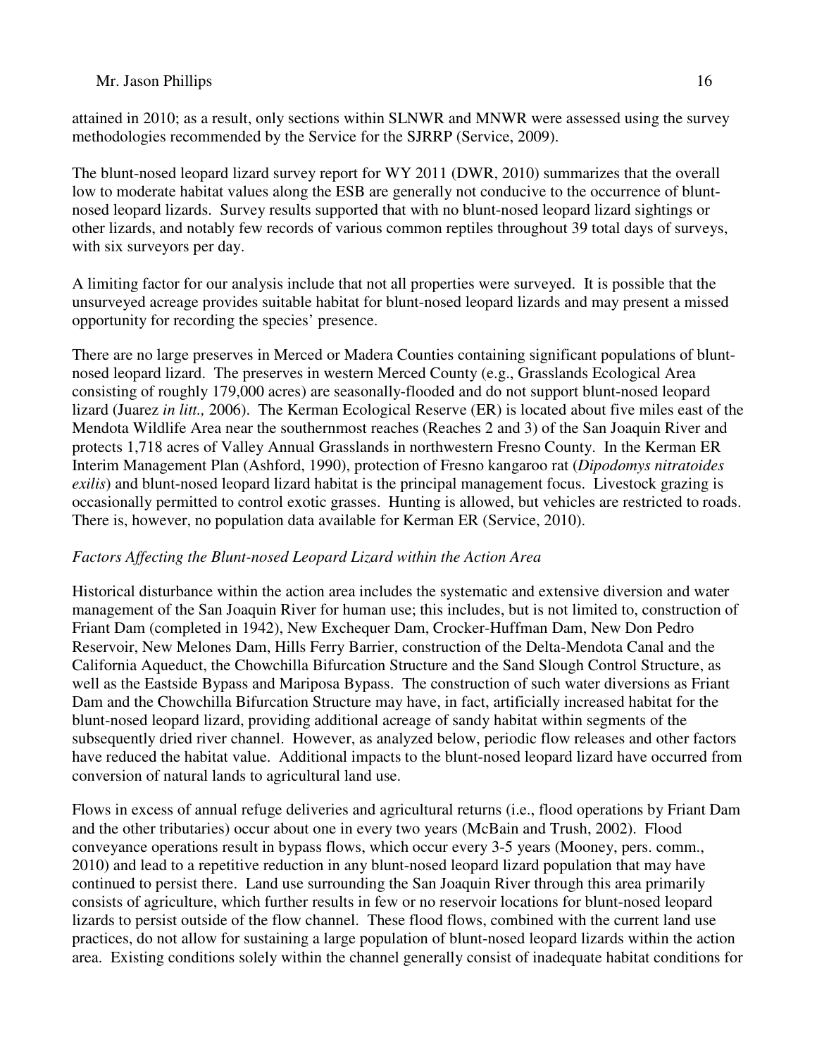attained in 2010; as a result, only sections within SLNWR and MNWR were assessed using the survey methodologies recommended by the Service for the SJRRP (Service, 2009).

The blunt-nosed leopard lizard survey report for WY 2011 (DWR, 2010) summarizes that the overall low to moderate habitat values along the ESB are generally not conducive to the occurrence of blunt-nosed leopard lizards. Survey results supported that with no blunt-nosed leopard lizard sightings or other lizards, and notably few records of various common reptiles throughout 39 total days of surveys, with six surveyors per day.

A limiting factor for our analysis include that not all properties were surveyed. It is possible that the unsurveyed acreage provides suitable habitat for blunt-nosed leopard lizards and may present a missed opportunity for recording the species' presence.

There are no large preserves in Merced or Madera Counties containing significant populations of blunt-nosed leopard lizard. The preserves in western Merced County (e.g., Grasslands Ecological Area consisting of roughly 179,000 acres) are seasonally-flooded and do not support blunt-nosed leopard lizard (Juarez *in litt.,* 2006). The Kerman Ecological Reserve (ER) is located about five miles east of the Mendota Wildlife Area near the southernmost reaches (Reaches 2 and 3) of the San Joaquin River and protects 1,718 acres of Valley Annual Grasslands in northwestern Fresno County. In the Kerman ER Interim Management Plan (Ashford, 1990), protection of Fresno kangaroo rat (*Dipodomys nitratoides exilis*) and blunt-nosed leopard lizard habitat is the principal management focus. Livestock grazing is occasionally permitted to control exotic grasses. Hunting is allowed, but vehicles are restricted to roads. There is, however, no population data available for Kerman ER (Service, 2010).

*Factors Affecting the Blunt-nosed Leopard Lizard within the Action Area*

Historical disturbance within the action area includes the systematic and extensive diversion and water management of the San Joaquin River for human use; this includes, but is not limited to, construction of Friant Dam (completed in 1942), New Exchequer Dam, Crocker-Huffman Dam, New Don Pedro Reservoir, New Melones Dam, Hills Ferry Barrier, construction of the Delta-Mendota Canal and the California Aqueduct, the Chowchilla Bifurcation Structure and the Sand Slough Control Structure, as well as the Eastside Bypass and Mariposa Bypass. The construction of such water diversions as Friant Dam and the Chowchilla Bifurcation Structure may have, in fact, artificially increased habitat for the blunt-nosed leopard lizard, providing additional acreage of sandy habitat within segments of the subsequently dried river channel. However, as analyzed below, periodic flow releases and other factors have reduced the habitat value. Additional impacts to the blunt-nosed leopard lizard have occurred from conversion of natural lands to agricultural land use.

Flows in excess of annual refuge deliveries and agricultural returns (i.e., flood operations by Friant Dam and the other tributaries) occur about one in every two years (McBain and Trush, 2002). Flood conveyance operations result in bypass flows, which occur every 3-5 years (Mooney, pers. comm., 2010) and lead to a repetitive reduction in any blunt-nosed leopard lizard population that may have continued to persist there. Land use surrounding the San Joaquin River through this area primarily consists of agriculture, which further results in few or no reservoir locations for blunt-nosed leopard lizards to persist outside of the flow channel. These flood flows, combined with the current land use practices, do not allow for sustaining a large population of blunt-nosed leopard lizards within the action area. Existing conditions solely within the channel generally consist of inadequate habitat conditions for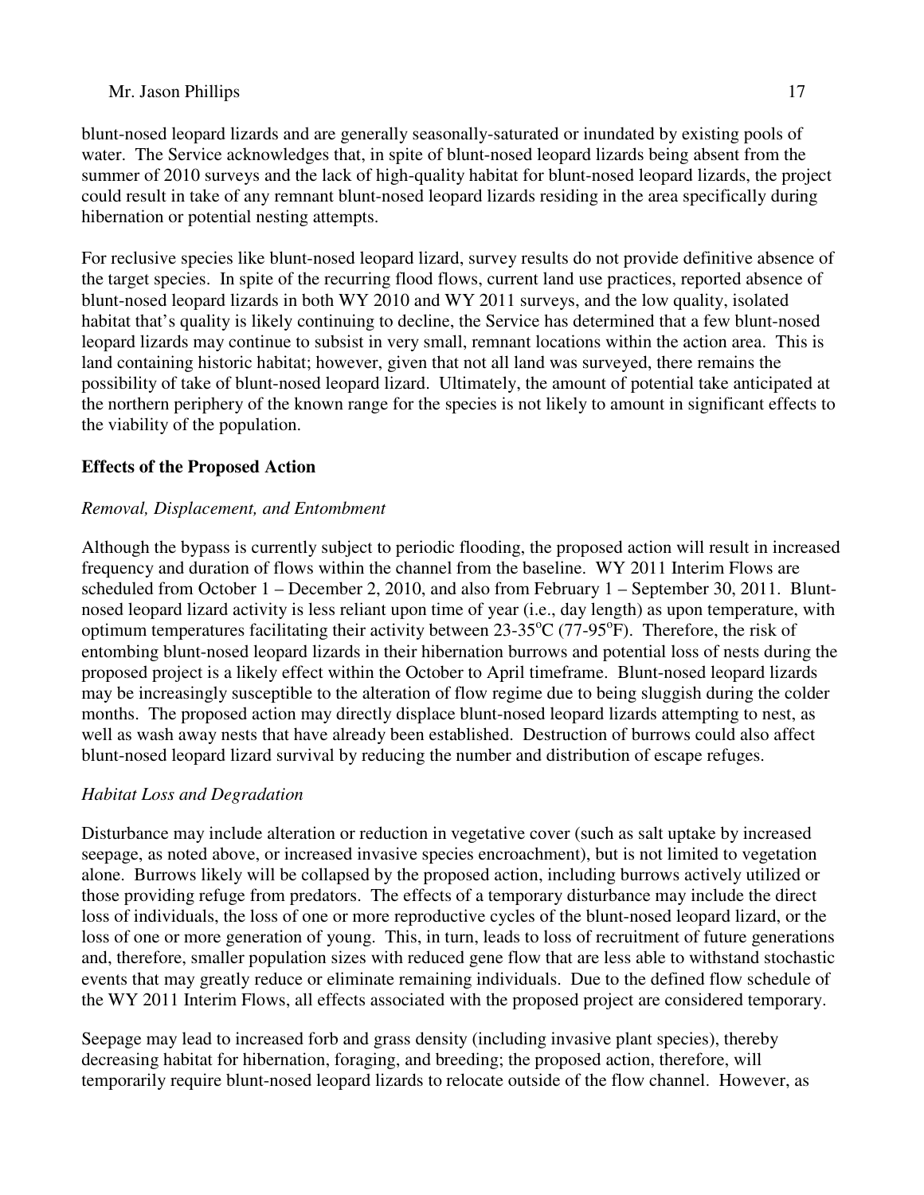blunt-nosed leopard lizards and are generally seasonally-saturated or inundated by existing pools of water. The Service acknowledges that, in spite of blunt-nosed leopard lizards being absent from the summer of 2010 surveys and the lack of high-quality habitat for blunt-nosed leopard lizards, the project could result in take of any remnant blunt-nosed leopard lizards residing in the area specifically during hibernation or potential nesting attempts.

For reclusive species like blunt-nosed leopard lizard, survey results do not provide definitive absence of the target species. In spite of the recurring flood flows, current land use practices, reported absence of blunt-nosed leopard lizards in both WY 2010 and WY 2011 surveys, and the low quality, isolated habitat that's quality is likely continuing to decline, the Service has determined that a few blunt-nosed leopard lizards may continue to subsist in very small, remnant locations within the action area. This is land containing historic habitat; however, given that not all land was surveyed, there remains the possibility of take of blunt-nosed leopard lizard. Ultimately, the amount of potential take anticipated at the northern periphery of the known range for the species is not likely to amount in significant effects to the viability of the population.

## Effects of the Proposed Action

*Removal, Displacement, and Entombment*

Although the bypass is currently subject to periodic flooding, the proposed action will result in increased frequency and duration of flows within the channel from the baseline. WY 2011 Interim Flows are scheduled from October 1 – December 2, 2010, and also from February 1 – September 30, 2011. Blunt-nosed leopard lizard activity is less reliant upon time of year (i.e., day length) as upon temperature, with optimum temperatures facilitating their activity between 23-35°C (77-95°F). Therefore, the risk of entombing blunt-nosed leopard lizards in their hibernation burrows and potential loss of nests during the proposed project is a likely effect within the October to April timeframe. Blunt-nosed leopard lizards may be increasingly susceptible to the alteration of flow regime due to being sluggish during the colder months. The proposed action may directly displace blunt-nosed leopard lizards attempting to nest, as well as wash away nests that have already been established. Destruction of burrows could also affect blunt-nosed leopard lizard survival by reducing the number and distribution of escape refuges.

*Habitat Loss and Degradation*

Disturbance may include alteration or reduction in vegetative cover (such as salt uptake by increased seepage, as noted above, or increased invasive species encroachment), but is not limited to vegetation alone. Burrows likely will be collapsed by the proposed action, including burrows actively utilized or those providing refuge from predators. The effects of a temporary disturbance may include the direct loss of individuals, the loss of one or more reproductive cycles of the blunt-nosed leopard lizard, or the loss of one or more generation of young. This, in turn, leads to loss of recruitment of future generations and, therefore, smaller population sizes with reduced gene flow that are less able to withstand stochastic events that may greatly reduce or eliminate remaining individuals. Due to the defined flow schedule of the WY 2011 Interim Flows, all effects associated with the proposed project are considered temporary.

Seepage may lead to increased forb and grass density (including invasive plant species), thereby decreasing habitat for hibernation, foraging, and breeding; the proposed action, therefore, will temporarily require blunt-nosed leopard lizards to relocate outside of the flow channel. However, as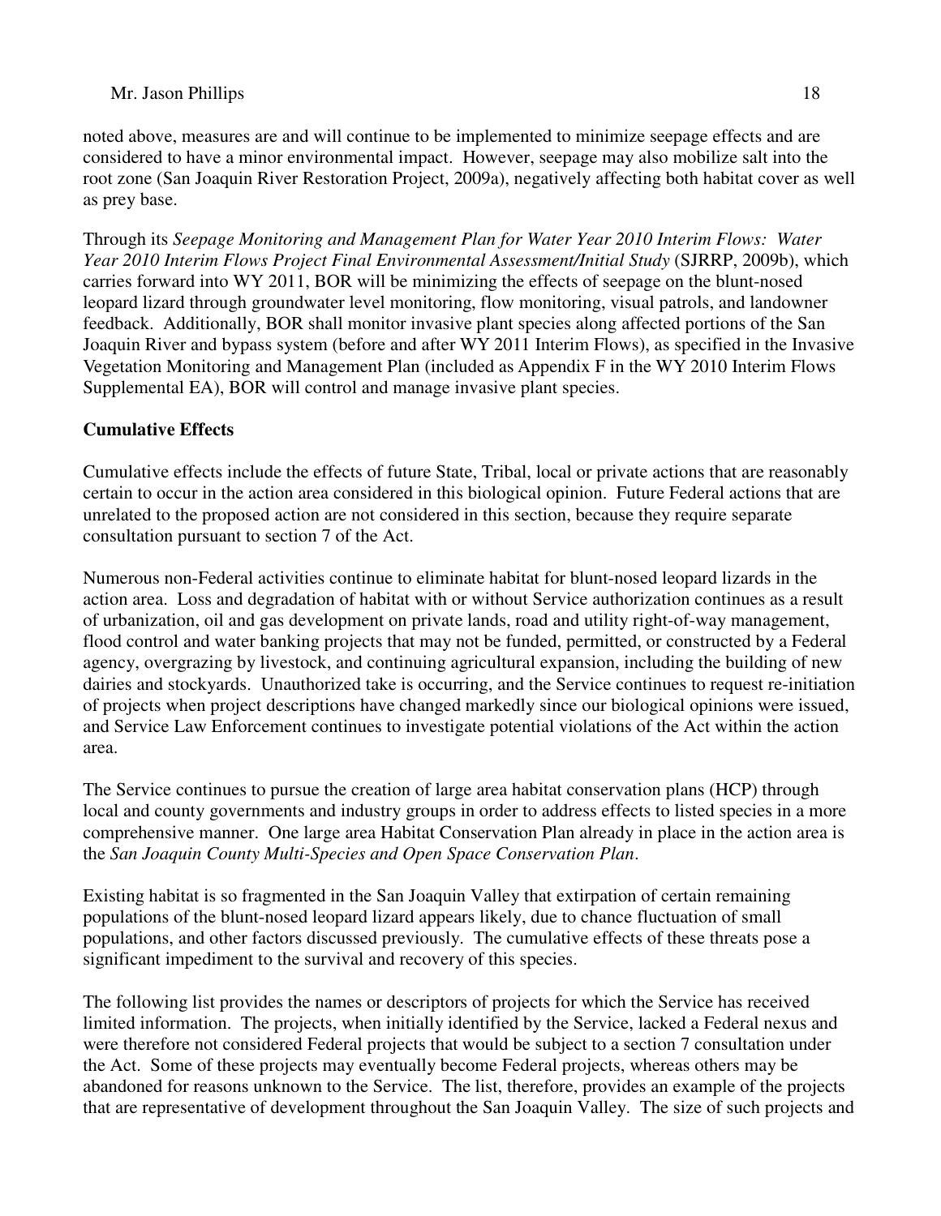noted above, measures are and will continue to be implemented to minimize seepage effects and are considered to have a minor environmental impact. However, seepage may also mobilize salt into the root zone (San Joaquin River Restoration Project, 2009a), negatively affecting both habitat cover as well as prey base.

Through its *Seepage Monitoring and Management Plan for Water Year 2010 Interim Flows: Water Year 2010 Interim Flows Project Final Environmental Assessment/Initial Study* (SJRRP, 2009b), which carries forward into WY 2011, BOR will be minimizing the effects of seepage on the blunt-nosed leopard lizard through groundwater level monitoring, flow monitoring, visual patrols, and landowner feedback. Additionally, BOR shall monitor invasive plant species along affected portions of the San Joaquin River and bypass system (before and after WY 2011 Interim Flows), as specified in the Invasive Vegetation Monitoring and Management Plan (included as Appendix F in the WY 2010 Interim Flows Supplemental EA), BOR will control and manage invasive plant species.

**Cumulative Effects**

Cumulative effects include the effects of future State, Tribal, local or private actions that are reasonably certain to occur in the action area considered in this biological opinion. Future Federal actions that are unrelated to the proposed action are not considered in this section, because they require separate consultation pursuant to section 7 of the Act.

Numerous non-Federal activities continue to eliminate habitat for blunt-nosed leopard lizards in the action area. Loss and degradation of habitat with or without Service authorization continues as a result of urbanization, oil and gas development on private lands, road and utility right-of-way management, flood control and water banking projects that may not be funded, permitted, or constructed by a Federal agency, overgrazing by livestock, and continuing agricultural expansion, including the building of new dairies and stockyards. Unauthorized take is occurring, and the Service continues to request re-initiation of projects when project descriptions have changed markedly since our biological opinions were issued, and Service Law Enforcement continues to investigate potential violations of the Act within the action area.

The Service continues to pursue the creation of large area habitat conservation plans (HCP) through local and county governments and industry groups in order to address effects to listed species in a more comprehensive manner. One large area Habitat Conservation Plan already in place in the action area is the *San Joaquin County Multi-Species and Open Space Conservation Plan*.

Existing habitat is so fragmented in the San Joaquin Valley that extirpation of certain remaining populations of the blunt-nosed leopard lizard appears likely, due to chance fluctuation of small populations, and other factors discussed previously. The cumulative effects of these threats pose a significant impediment to the survival and recovery of this species.

The following list provides the names or descriptors of projects for which the Service has received limited information. The projects, when initially identified by the Service, lacked a Federal nexus and were therefore not considered Federal projects that would be subject to a section 7 consultation under the Act. Some of these projects may eventually become Federal projects, whereas others may be abandoned for reasons unknown to the Service. The list, therefore, provides an example of the projects that are representative of development throughout the San Joaquin Valley. The size of such projects and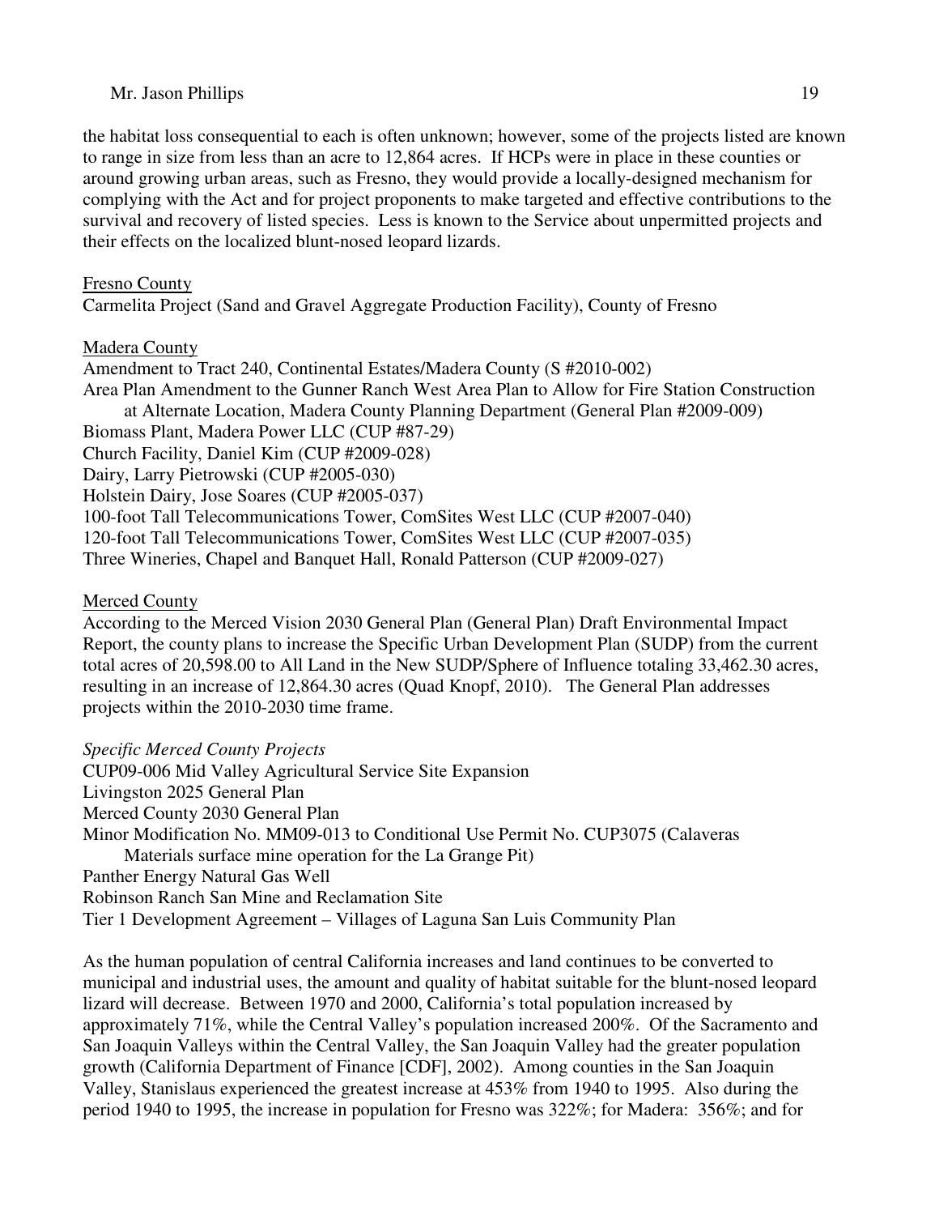the habitat loss consequential to each is often unknown; however, some of the projects listed are known to range in size from less than an acre to 12,864 acres. If HCPs were in place in these counties or around growing urban areas, such as Fresno, they would provide a locally-designed mechanism for complying with the Act and for project proponents to make targeted and effective contributions to the survival and recovery of listed species. Less is known to the Service about unpermitted projects and their effects on the localized blunt-nosed leopard lizards.

Fresno County

Carmelita Project (Sand and Gravel Aggregate Production Facility), County of Fresno

Madera County

Amendment to Tract 240, Continental Estates/Madera County (S #2010-002)
Area Plan Amendment to the Gunner Ranch West Area Plan to Allow for Fire Station Construction at Alternate Location, Madera County Planning Department (General Plan #2009-009)
Biomass Plant, Madera Power LLC (CUP #87-29)
Church Facility, Daniel Kim (CUP #2009-028)
Dairy, Larry Pietrowski (CUP #2005-030)
Holstein Dairy, Jose Soares (CUP #2005-037)
100-foot Tall Telecommunications Tower, ComSites West LLC (CUP #2007-040)
120-foot Tall Telecommunications Tower, ComSites West LLC (CUP #2007-035)
Three Wineries, Chapel and Banquet Hall, Ronald Patterson (CUP #2009-027)

Merced County

According to the Merced Vision 2030 General Plan (General Plan) Draft Environmental Impact Report, the county plans to increase the Specific Urban Development Plan (SUDP) from the current total acres of 20,598.00 to All Land in the New SUDP/Sphere of Influence totaling 33,462.30 acres, resulting in an increase of 12,864.30 acres (Quad Knopf, 2010). The General Plan addresses projects within the 2010-2030 time frame.

*Specific Merced County Projects*

CUP09-006 Mid Valley Agricultural Service Site Expansion
Livingston 2025 General Plan
Merced County 2030 General Plan
Minor Modification No. MM09-013 to Conditional Use Permit No. CUP3075 (Calaveras Materials surface mine operation for the La Grange Pit)
Panther Energy Natural Gas Well
Robinson Ranch San Mine and Reclamation Site
Tier 1 Development Agreement – Villages of Laguna San Luis Community Plan

As the human population of central California increases and land continues to be converted to municipal and industrial uses, the amount and quality of habitat suitable for the blunt-nosed leopard lizard will decrease. Between 1970 and 2000, California's total population increased by approximately 71%, while the Central Valley's population increased 200%. Of the Sacramento and San Joaquin Valleys within the Central Valley, the San Joaquin Valley had the greater population growth (California Department of Finance [CDF], 2002). Among counties in the San Joaquin Valley, Stanislaus experienced the greatest increase at 453% from 1940 to 1995. Also during the period 1940 to 1995, the increase in population for Fresno was 322%; for Madera: 356%; and for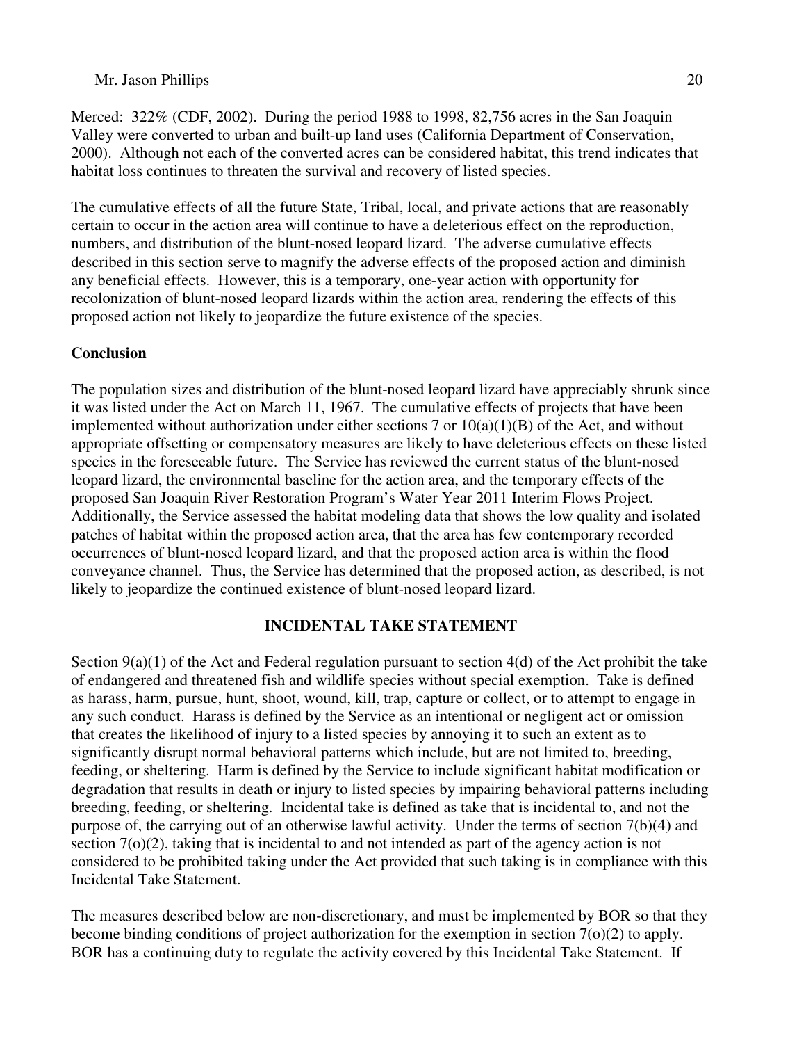Merced: 322% (CDF, 2002). During the period 1988 to 1998, 82,756 acres in the San Joaquin Valley were converted to urban and built-up land uses (California Department of Conservation, 2000). Although not each of the converted acres can be considered habitat, this trend indicates that habitat loss continues to threaten the survival and recovery of listed species.

The cumulative effects of all the future State, Tribal, local, and private actions that are reasonably certain to occur in the action area will continue to have a deleterious effect on the reproduction, numbers, and distribution of the blunt-nosed leopard lizard. The adverse cumulative effects described in this section serve to magnify the adverse effects of the proposed action and diminish any beneficial effects. However, this is a temporary, one-year action with opportunity for recolonization of blunt-nosed leopard lizards within the action area, rendering the effects of this proposed action not likely to jeopardize the future existence of the species.

**Conclusion**

The population sizes and distribution of the blunt-nosed leopard lizard have appreciably shrunk since it was listed under the Act on March 11, 1967. The cumulative effects of projects that have been implemented without authorization under either sections 7 or 10(a)(1)(B) of the Act, and without appropriate offsetting or compensatory measures are likely to have deleterious effects on these listed species in the foreseeable future. The Service has reviewed the current status of the blunt-nosed leopard lizard, the environmental baseline for the action area, and the temporary effects of the proposed San Joaquin River Restoration Program's Water Year 2011 Interim Flows Project. Additionally, the Service assessed the habitat modeling data that shows the low quality and isolated patches of habitat within the proposed action area, that the area has few contemporary recorded occurrences of blunt-nosed leopard lizard, and that the proposed action area is within the flood conveyance channel. Thus, the Service has determined that the proposed action, as described, is not likely to jeopardize the continued existence of blunt-nosed leopard lizard.

## INCIDENTAL TAKE STATEMENT

Section 9(a)(1) of the Act and Federal regulation pursuant to section 4(d) of the Act prohibit the take of endangered and threatened fish and wildlife species without special exemption. Take is defined as harass, harm, pursue, hunt, shoot, wound, kill, trap, capture or collect, or to attempt to engage in any such conduct. Harass is defined by the Service as an intentional or negligent act or omission that creates the likelihood of injury to a listed species by annoying it to such an extent as to significantly disrupt normal behavioral patterns which include, but are not limited to, breeding, feeding, or sheltering. Harm is defined by the Service to include significant habitat modification or degradation that results in death or injury to listed species by impairing behavioral patterns including breeding, feeding, or sheltering. Incidental take is defined as take that is incidental to, and not the purpose of, the carrying out of an otherwise lawful activity. Under the terms of section 7(b)(4) and section 7(o)(2), taking that is incidental to and not intended as part of the agency action is not considered to be prohibited taking under the Act provided that such taking is in compliance with this Incidental Take Statement.

The measures described below are non-discretionary, and must be implemented by BOR so that they become binding conditions of project authorization for the exemption in section 7(o)(2) to apply. BOR has a continuing duty to regulate the activity covered by this Incidental Take Statement. If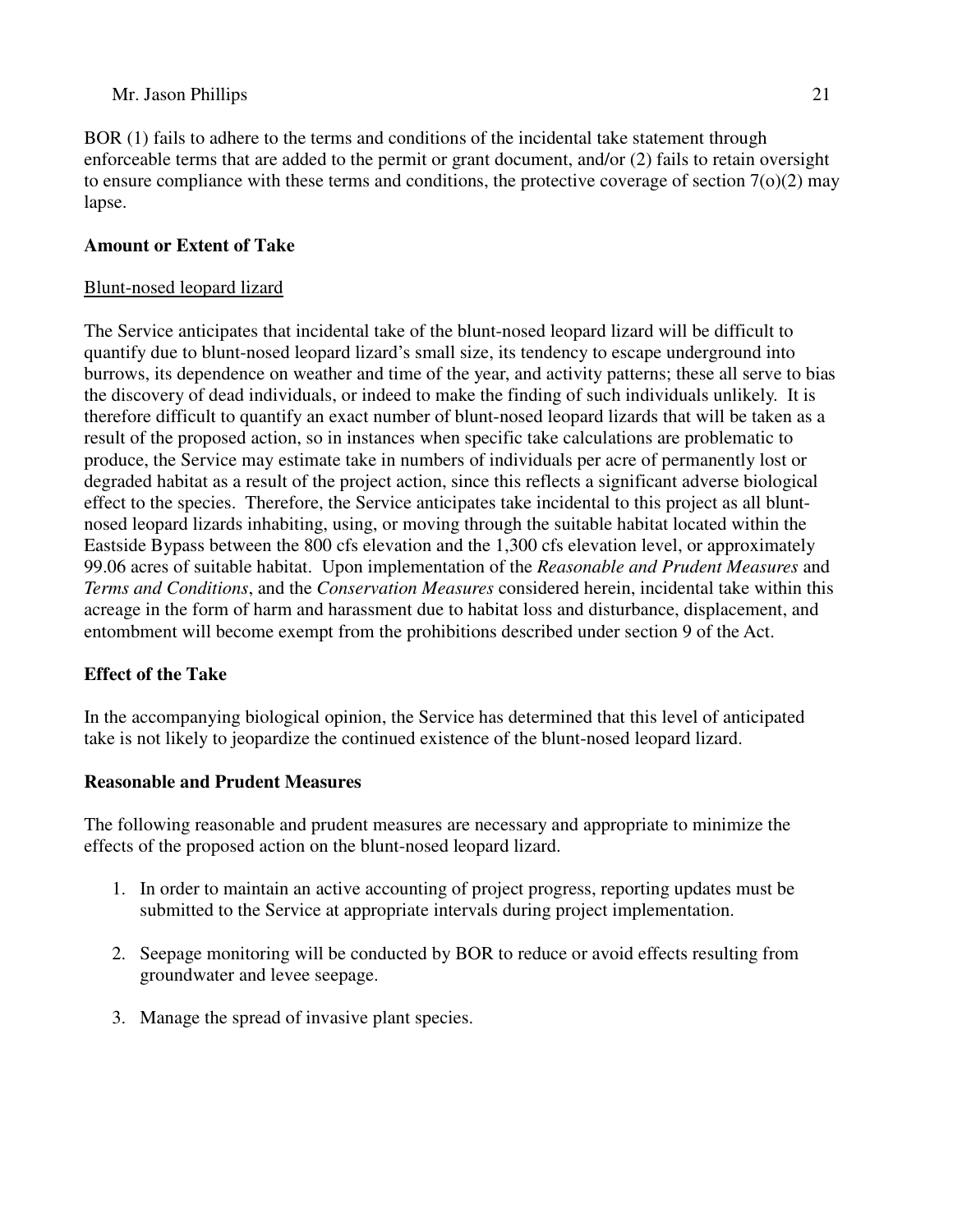BOR (1) fails to adhere to the terms and conditions of the incidental take statement through enforceable terms that are added to the permit or grant document, and/or (2) fails to retain oversight to ensure compliance with these terms and conditions, the protective coverage of section 7(o)(2) may lapse.

**Amount or Extent of Take**

Blunt-nosed leopard lizard

The Service anticipates that incidental take of the blunt-nosed leopard lizard will be difficult to quantify due to blunt-nosed leopard lizard's small size, its tendency to escape underground into burrows, its dependence on weather and time of the year, and activity patterns; these all serve to bias the discovery of dead individuals, or indeed to make the finding of such individuals unlikely. It is therefore difficult to quantify an exact number of blunt-nosed leopard lizards that will be taken as a result of the proposed action, so in instances when specific take calculations are problematic to produce, the Service may estimate take in numbers of individuals per acre of permanently lost or degraded habitat as a result of the project action, since this reflects a significant adverse biological effect to the species. Therefore, the Service anticipates take incidental to this project as all blunt-nosed leopard lizards inhabiting, using, or moving through the suitable habitat located within the Eastside Bypass between the 800 cfs elevation and the 1,300 cfs elevation level, or approximately 99.06 acres of suitable habitat. Upon implementation of the *Reasonable and Prudent Measures* and *Terms and Conditions*, and the *Conservation Measures* considered herein, incidental take within this acreage in the form of harm and harassment due to habitat loss and disturbance, displacement, and entombment will become exempt from the prohibitions described under section 9 of the Act.

**Effect of the Take**

In the accompanying biological opinion, the Service has determined that this level of anticipated take is not likely to jeopardize the continued existence of the blunt-nosed leopard lizard.

**Reasonable and Prudent Measures**

The following reasonable and prudent measures are necessary and appropriate to minimize the effects of the proposed action on the blunt-nosed leopard lizard.

1. In order to maintain an active accounting of project progress, reporting updates must be submitted to the Service at appropriate intervals during project implementation.

2. Seepage monitoring will be conducted by BOR to reduce or avoid effects resulting from groundwater and levee seepage.

3. Manage the spread of invasive plant species.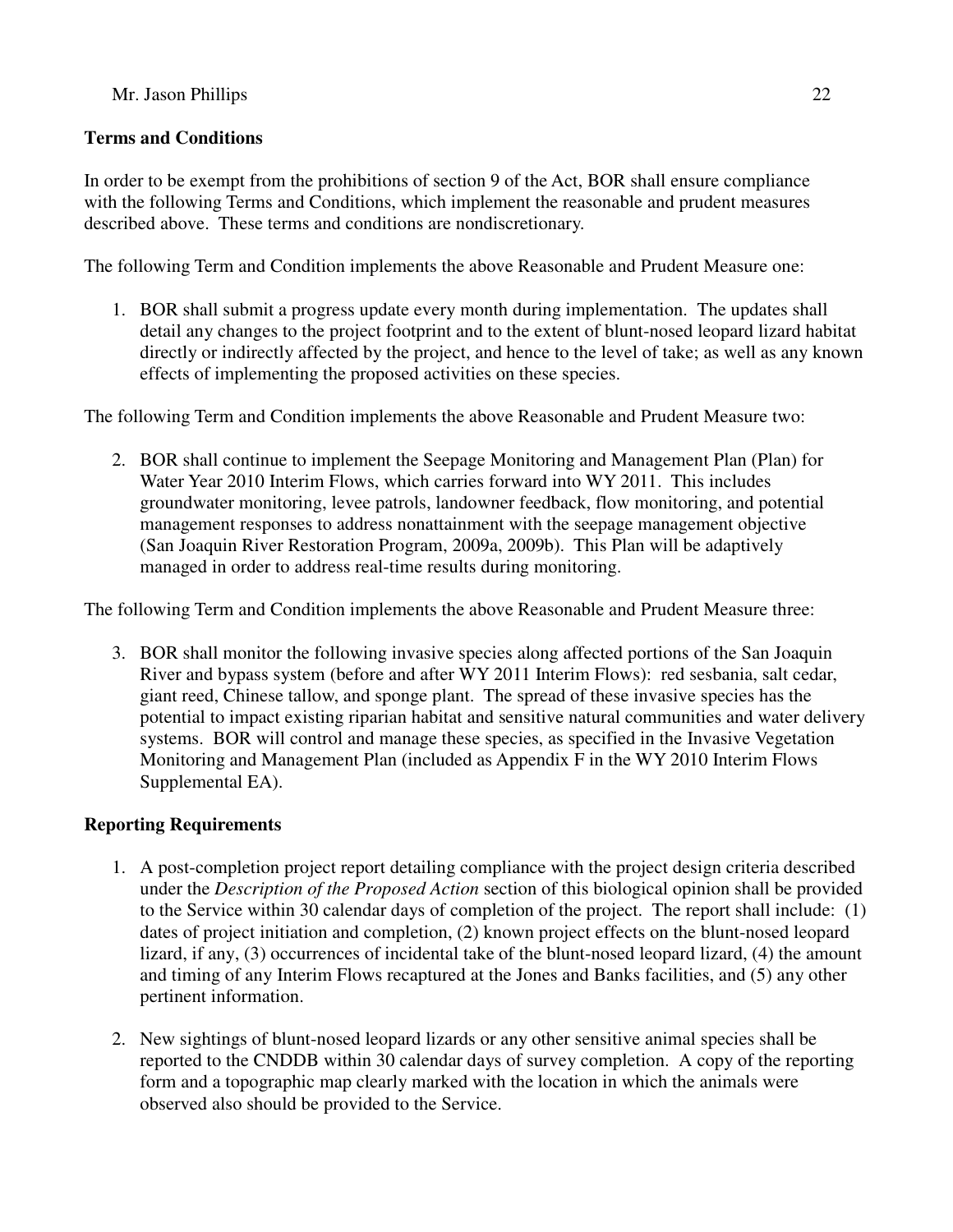**Terms and Conditions**

In order to be exempt from the prohibitions of section 9 of the Act, BOR shall ensure compliance with the following Terms and Conditions, which implement the reasonable and prudent measures described above. These terms and conditions are nondiscretionary.

The following Term and Condition implements the above Reasonable and Prudent Measure one:

1. BOR shall submit a progress update every month during implementation. The updates shall detail any changes to the project footprint and to the extent of blunt-nosed leopard lizard habitat directly or indirectly affected by the project, and hence to the level of take; as well as any known effects of implementing the proposed activities on these species.

The following Term and Condition implements the above Reasonable and Prudent Measure two:

2. BOR shall continue to implement the Seepage Monitoring and Management Plan (Plan) for Water Year 2010 Interim Flows, which carries forward into WY 2011. This includes groundwater monitoring, levee patrols, landowner feedback, flow monitoring, and potential management responses to address nonattainment with the seepage management objective (San Joaquin River Restoration Program, 2009a, 2009b). This Plan will be adaptively managed in order to address real-time results during monitoring.

The following Term and Condition implements the above Reasonable and Prudent Measure three:

3. BOR shall monitor the following invasive species along affected portions of the San Joaquin River and bypass system (before and after WY 2011 Interim Flows): red sesbania, salt cedar, giant reed, Chinese tallow, and sponge plant. The spread of these invasive species has the potential to impact existing riparian habitat and sensitive natural communities and water delivery systems. BOR will control and manage these species, as specified in the Invasive Vegetation Monitoring and Management Plan (included as Appendix F in the WY 2010 Interim Flows Supplemental EA).

**Reporting Requirements**

1. A post-completion project report detailing compliance with the project design criteria described under the *Description of the Proposed Action* section of this biological opinion shall be provided to the Service within 30 calendar days of completion of the project. The report shall include: (1) dates of project initiation and completion, (2) known project effects on the blunt-nosed leopard lizard, if any, (3) occurrences of incidental take of the blunt-nosed leopard lizard, (4) the amount and timing of any Interim Flows recaptured at the Jones and Banks facilities, and (5) any other pertinent information.

2. New sightings of blunt-nosed leopard lizards or any other sensitive animal species shall be reported to the CNDDB within 30 calendar days of survey completion. A copy of the reporting form and a topographic map clearly marked with the location in which the animals were observed also should be provided to the Service.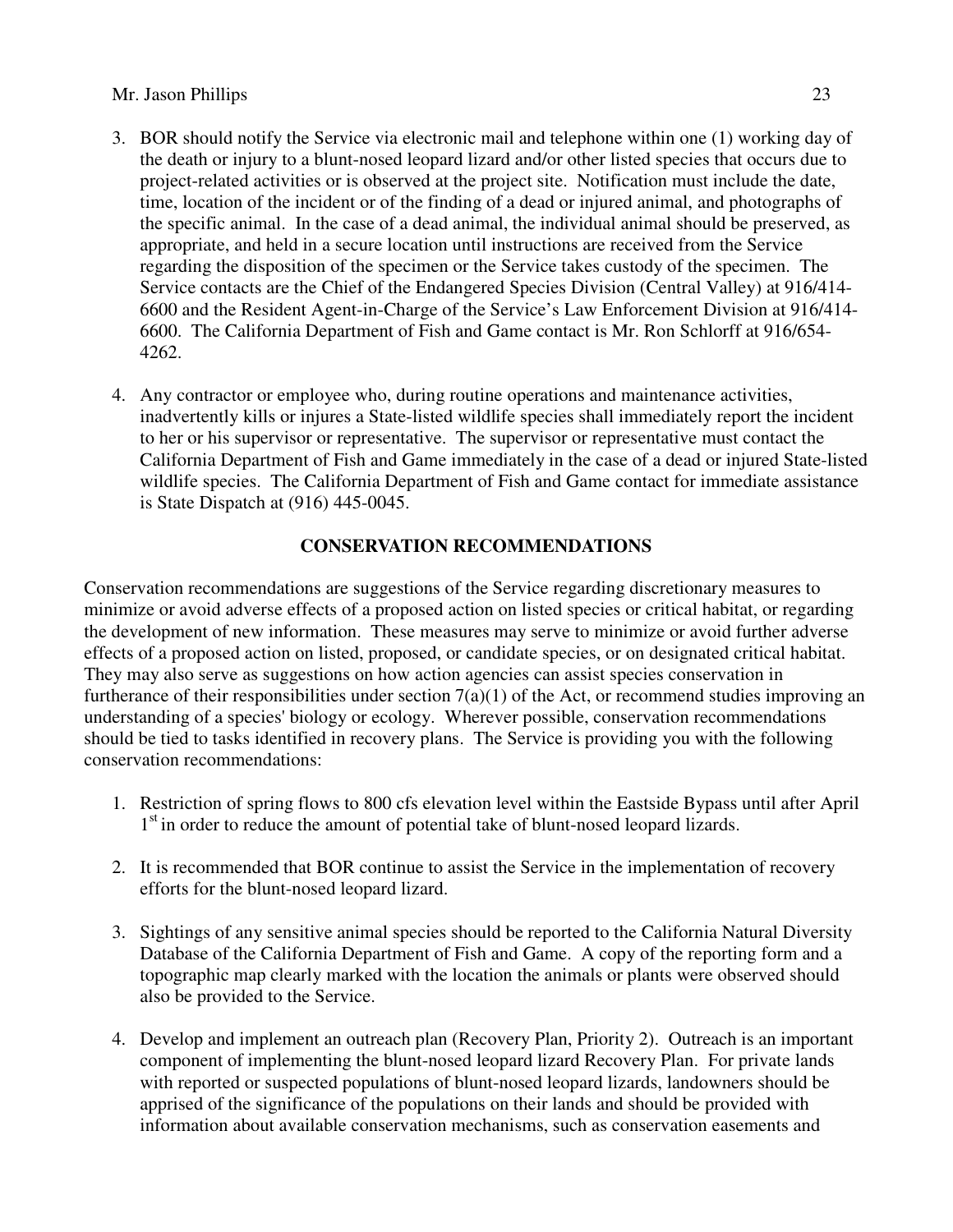3. BOR should notify the Service via electronic mail and telephone within one (1) working day of the death or injury to a blunt-nosed leopard lizard and/or other listed species that occurs due to project-related activities or is observed at the project site. Notification must include the date, time, location of the incident or of the finding of a dead or injured animal, and photographs of the specific animal. In the case of a dead animal, the individual animal should be preserved, as appropriate, and held in a secure location until instructions are received from the Service regarding the disposition of the specimen or the Service takes custody of the specimen. The Service contacts are the Chief of the Endangered Species Division (Central Valley) at 916/414-6600 and the Resident Agent-in-Charge of the Service's Law Enforcement Division at 916/414-6600. The California Department of Fish and Game contact is Mr. Ron Schlorff at 916/654-4262.

4. Any contractor or employee who, during routine operations and maintenance activities, inadvertently kills or injures a State-listed wildlife species shall immediately report the incident to her or his supervisor or representative. The supervisor or representative must contact the California Department of Fish and Game immediately in the case of a dead or injured State-listed wildlife species. The California Department of Fish and Game contact for immediate assistance is State Dispatch at (916) 445-0045.

## CONSERVATION RECOMMENDATIONS

Conservation recommendations are suggestions of the Service regarding discretionary measures to minimize or avoid adverse effects of a proposed action on listed species or critical habitat, or regarding the development of new information. These measures may serve to minimize or avoid further adverse effects of a proposed action on listed, proposed, or candidate species, or on designated critical habitat. They may also serve as suggestions on how action agencies can assist species conservation in furtherance of their responsibilities under section 7(a)(1) of the Act, or recommend studies improving an understanding of a species' biology or ecology. Wherever possible, conservation recommendations should be tied to tasks identified in recovery plans. The Service is providing you with the following conservation recommendations:

1. Restriction of spring flows to 800 cfs elevation level within the Eastside Bypass until after April 1st in order to reduce the amount of potential take of blunt-nosed leopard lizards.

2. It is recommended that BOR continue to assist the Service in the implementation of recovery efforts for the blunt-nosed leopard lizard.

3. Sightings of any sensitive animal species should be reported to the California Natural Diversity Database of the California Department of Fish and Game. A copy of the reporting form and a topographic map clearly marked with the location the animals or plants were observed should also be provided to the Service.

4. Develop and implement an outreach plan (Recovery Plan, Priority 2). Outreach is an important component of implementing the blunt-nosed leopard lizard Recovery Plan. For private lands with reported or suspected populations of blunt-nosed leopard lizards, landowners should be apprised of the significance of the populations on their lands and should be provided with information about available conservation mechanisms, such as conservation easements and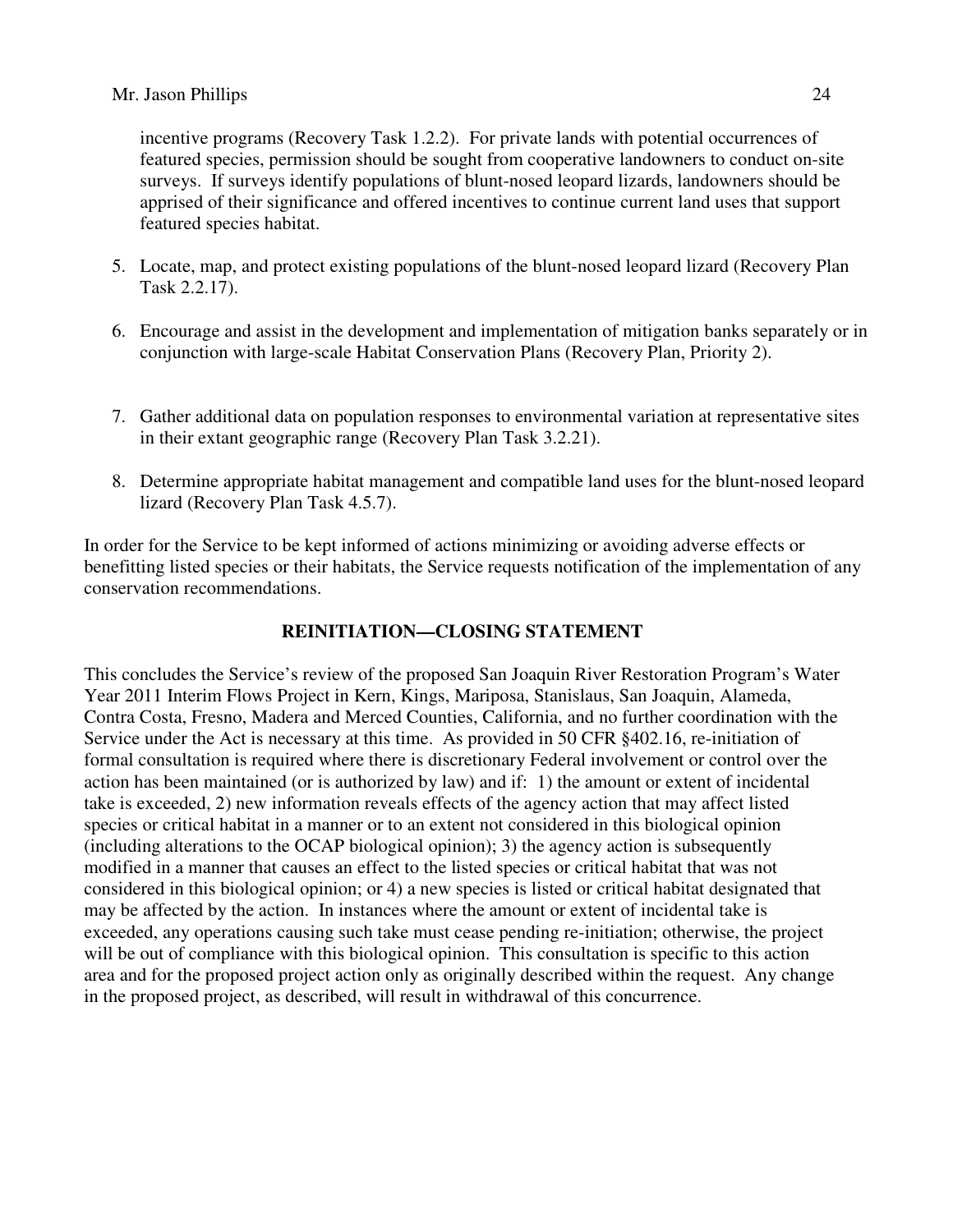incentive programs (Recovery Task 1.2.2). For private lands with potential occurrences of featured species, permission should be sought from cooperative landowners to conduct on-site surveys. If surveys identify populations of blunt-nosed leopard lizards, landowners should be apprised of their significance and offered incentives to continue current land uses that support featured species habitat.

5. Locate, map, and protect existing populations of the blunt-nosed leopard lizard (Recovery Plan Task 2.2.17).

6. Encourage and assist in the development and implementation of mitigation banks separately or in conjunction with large-scale Habitat Conservation Plans (Recovery Plan, Priority 2).

7. Gather additional data on population responses to environmental variation at representative sites in their extant geographic range (Recovery Plan Task 3.2.21).

8. Determine appropriate habitat management and compatible land uses for the blunt-nosed leopard lizard (Recovery Plan Task 4.5.7).

In order for the Service to be kept informed of actions minimizing or avoiding adverse effects or benefitting listed species or their habitats, the Service requests notification of the implementation of any conservation recommendations.

## REINITIATION—CLOSING STATEMENT

This concludes the Service's review of the proposed San Joaquin River Restoration Program's Water Year 2011 Interim Flows Project in Kern, Kings, Mariposa, Stanislaus, San Joaquin, Alameda, Contra Costa, Fresno, Madera and Merced Counties, California, and no further coordination with the Service under the Act is necessary at this time. As provided in 50 CFR §402.16, re-initiation of formal consultation is required where there is discretionary Federal involvement or control over the action has been maintained (or is authorized by law) and if: 1) the amount or extent of incidental take is exceeded, 2) new information reveals effects of the agency action that may affect listed species or critical habitat in a manner or to an extent not considered in this biological opinion (including alterations to the OCAP biological opinion); 3) the agency action is subsequently modified in a manner that causes an effect to the listed species or critical habitat that was not considered in this biological opinion; or 4) a new species is listed or critical habitat designated that may be affected by the action. In instances where the amount or extent of incidental take is exceeded, any operations causing such take must cease pending re-initiation; otherwise, the project will be out of compliance with this biological opinion. This consultation is specific to this action area and for the proposed project action only as originally described within the request. Any change in the proposed project, as described, will result in withdrawal of this concurrence.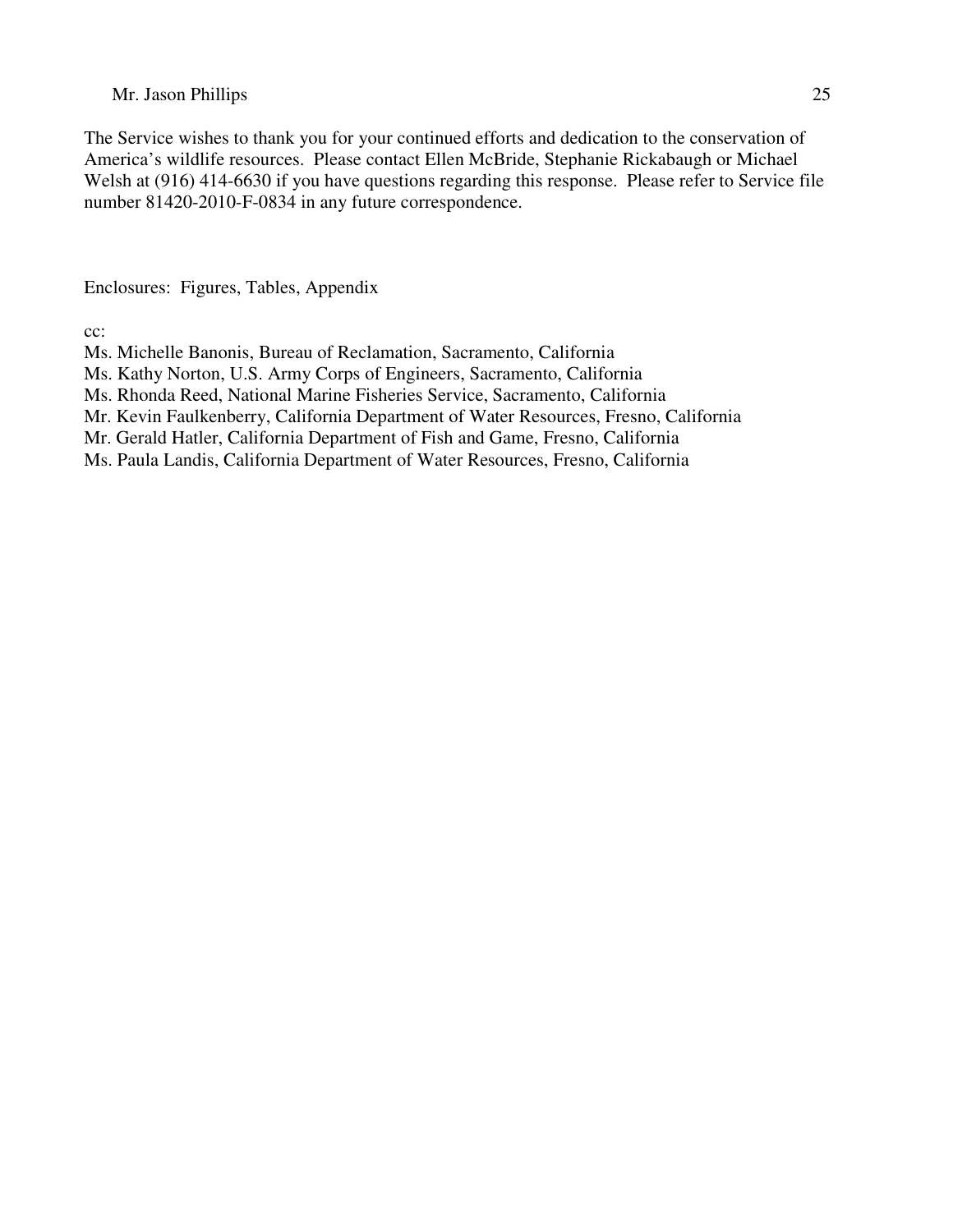The Service wishes to thank you for your continued efforts and dedication to the conservation of America's wildlife resources. Please contact Ellen McBride, Stephanie Rickabaugh or Michael Welsh at (916) 414-6630 if you have questions regarding this response. Please refer to Service file number 81420-2010-F-0834 in any future correspondence.

Enclosures: Figures, Tables, Appendix

cc:

Ms. Michelle Banonis, Bureau of Reclamation, Sacramento, California
Ms. Kathy Norton, U.S. Army Corps of Engineers, Sacramento, California
Ms. Rhonda Reed, National Marine Fisheries Service, Sacramento, California
Mr. Kevin Faulkenberry, California Department of Water Resources, Fresno, California
Mr. Gerald Hatler, California Department of Fish and Game, Fresno, California
Ms. Paula Landis, California Department of Water Resources, Fresno, California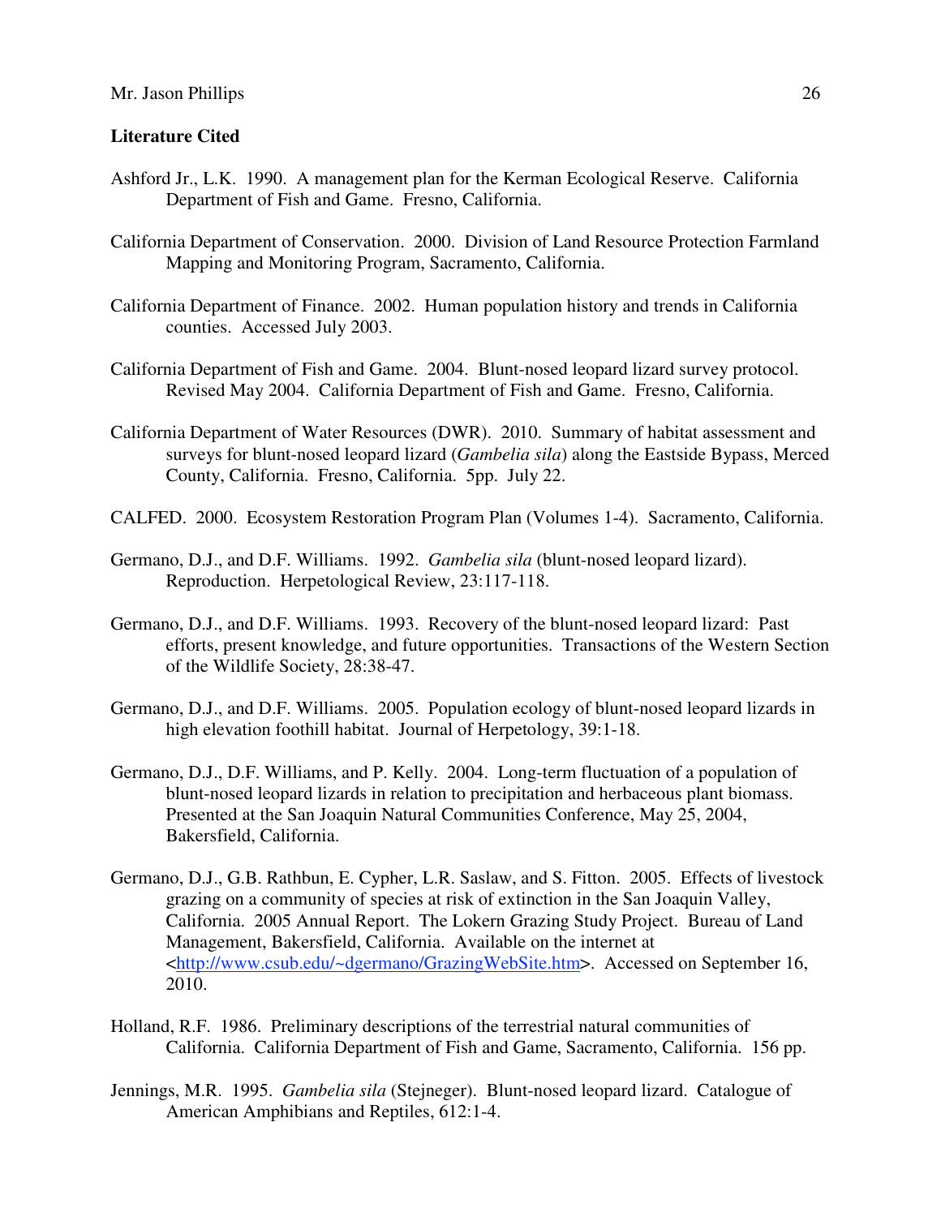**Literature Cited**

Ashford Jr., L.K. 1990. A management plan for the Kerman Ecological Reserve. California Department of Fish and Game. Fresno, California.

California Department of Conservation. 2000. Division of Land Resource Protection Farmland Mapping and Monitoring Program, Sacramento, California.

California Department of Finance. 2002. Human population history and trends in California counties. Accessed July 2003.

California Department of Fish and Game. 2004. Blunt-nosed leopard lizard survey protocol. Revised May 2004. California Department of Fish and Game. Fresno, California.

California Department of Water Resources (DWR). 2010. Summary of habitat assessment and surveys for blunt-nosed leopard lizard (*Gambelia sila*) along the Eastside Bypass, Merced County, California. Fresno, California. 5pp. July 22.

CALFED. 2000. Ecosystem Restoration Program Plan (Volumes 1-4). Sacramento, California.

Germano, D.J., and D.F. Williams. 1992. *Gambelia sila* (blunt-nosed leopard lizard). Reproduction. Herpetological Review, 23:117-118.

Germano, D.J., and D.F. Williams. 1993. Recovery of the blunt-nosed leopard lizard: Past efforts, present knowledge, and future opportunities. Transactions of the Western Section of the Wildlife Society, 28:38-47.

Germano, D.J., and D.F. Williams. 2005. Population ecology of blunt-nosed leopard lizards in high elevation foothill habitat. Journal of Herpetology, 39:1-18.

Germano, D.J., D.F. Williams, and P. Kelly. 2004. Long-term fluctuation of a population of blunt-nosed leopard lizards in relation to precipitation and herbaceous plant biomass. Presented at the San Joaquin Natural Communities Conference, May 25, 2004, Bakersfield, California.

Germano, D.J., G.B. Rathbun, E. Cypher, L.R. Saslaw, and S. Fitton. 2005. Effects of livestock grazing on a community of species at risk of extinction in the San Joaquin Valley, California. 2005 Annual Report. The Lokern Grazing Study Project. Bureau of Land Management, Bakersfield, California. Available on the internet at <http://www.csub.edu/~dgermano/GrazingWebSite.htm>. Accessed on September 16, 2010.

Holland, R.F. 1986. Preliminary descriptions of the terrestrial natural communities of California. California Department of Fish and Game, Sacramento, California. 156 pp.

Jennings, M.R. 1995. *Gambelia sila* (Stejneger). Blunt-nosed leopard lizard. Catalogue of American Amphibians and Reptiles, 612:1-4.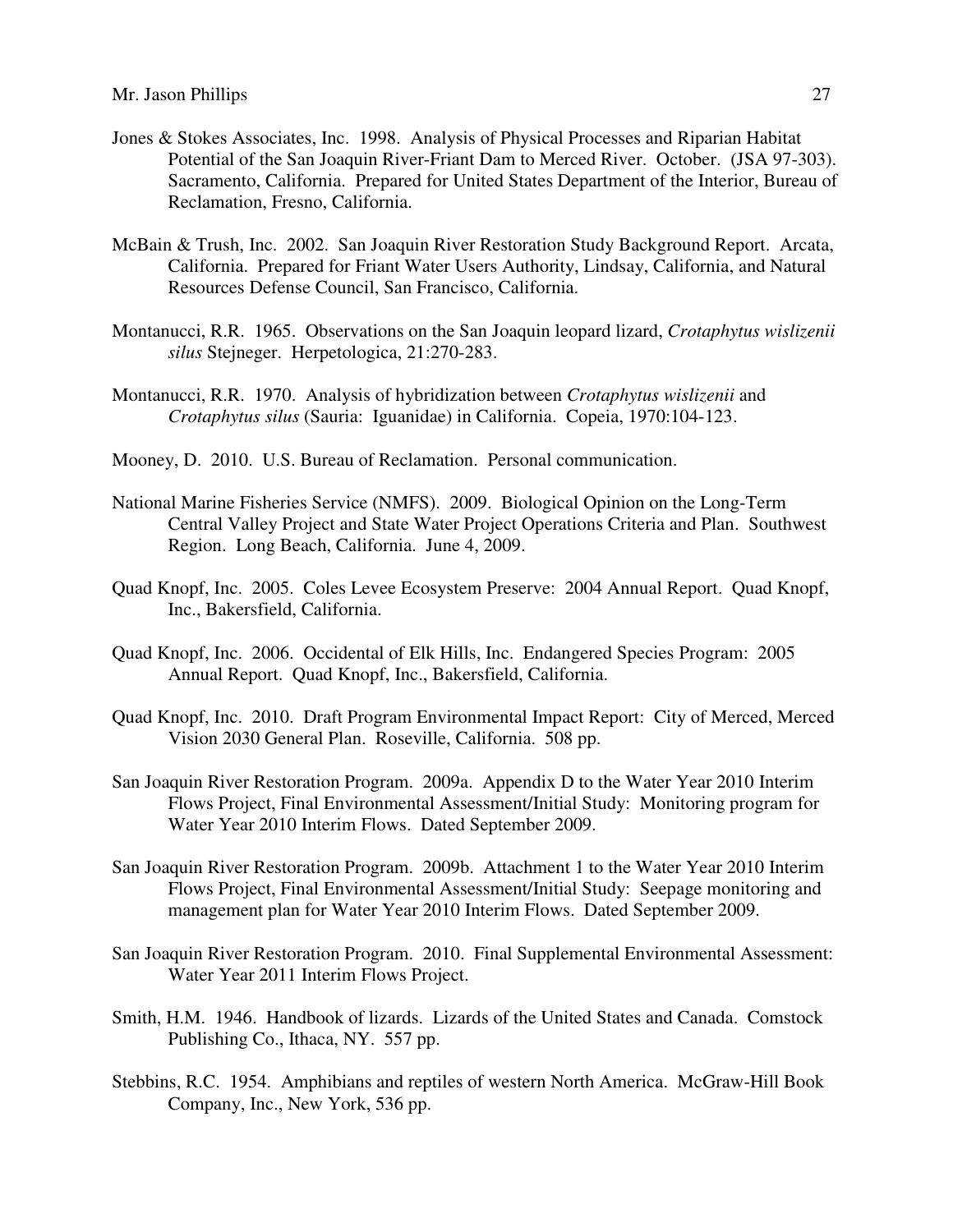Jones & Stokes Associates, Inc. 1998. Analysis of Physical Processes and Riparian Habitat Potential of the San Joaquin River-Friant Dam to Merced River. October. (JSA 97-303). Sacramento, California. Prepared for United States Department of the Interior, Bureau of Reclamation, Fresno, California.

McBain & Trush, Inc. 2002. San Joaquin River Restoration Study Background Report. Arcata, California. Prepared for Friant Water Users Authority, Lindsay, California, and Natural Resources Defense Council, San Francisco, California.

Montanucci, R.R. 1965. Observations on the San Joaquin leopard lizard, *Crotaphytus wislizenii silus* Stejneger. Herpetologica, 21:270-283.

Montanucci, R.R. 1970. Analysis of hybridization between *Crotaphytus wislizenii* and *Crotaphytus silus* (Sauria: Iguanidae) in California. Copeia, 1970:104-123.

Mooney, D. 2010. U.S. Bureau of Reclamation. Personal communication.

National Marine Fisheries Service (NMFS). 2009. Biological Opinion on the Long-Term Central Valley Project and State Water Project Operations Criteria and Plan. Southwest Region. Long Beach, California. June 4, 2009.

Quad Knopf, Inc. 2005. Coles Levee Ecosystem Preserve: 2004 Annual Report. Quad Knopf, Inc., Bakersfield, California.

Quad Knopf, Inc. 2006. Occidental of Elk Hills, Inc. Endangered Species Program: 2005 Annual Report. Quad Knopf, Inc., Bakersfield, California.

Quad Knopf, Inc. 2010. Draft Program Environmental Impact Report: City of Merced, Merced Vision 2030 General Plan. Roseville, California. 508 pp.

San Joaquin River Restoration Program. 2009a. Appendix D to the Water Year 2010 Interim Flows Project, Final Environmental Assessment/Initial Study: Monitoring program for Water Year 2010 Interim Flows. Dated September 2009.

San Joaquin River Restoration Program. 2009b. Attachment 1 to the Water Year 2010 Interim Flows Project, Final Environmental Assessment/Initial Study: Seepage monitoring and management plan for Water Year 2010 Interim Flows. Dated September 2009.

San Joaquin River Restoration Program. 2010. Final Supplemental Environmental Assessment: Water Year 2011 Interim Flows Project.

Smith, H.M. 1946. Handbook of lizards. Lizards of the United States and Canada. Comstock Publishing Co., Ithaca, NY. 557 pp.

Stebbins, R.C. 1954. Amphibians and reptiles of western North America. McGraw-Hill Book Company, Inc., New York, 536 pp.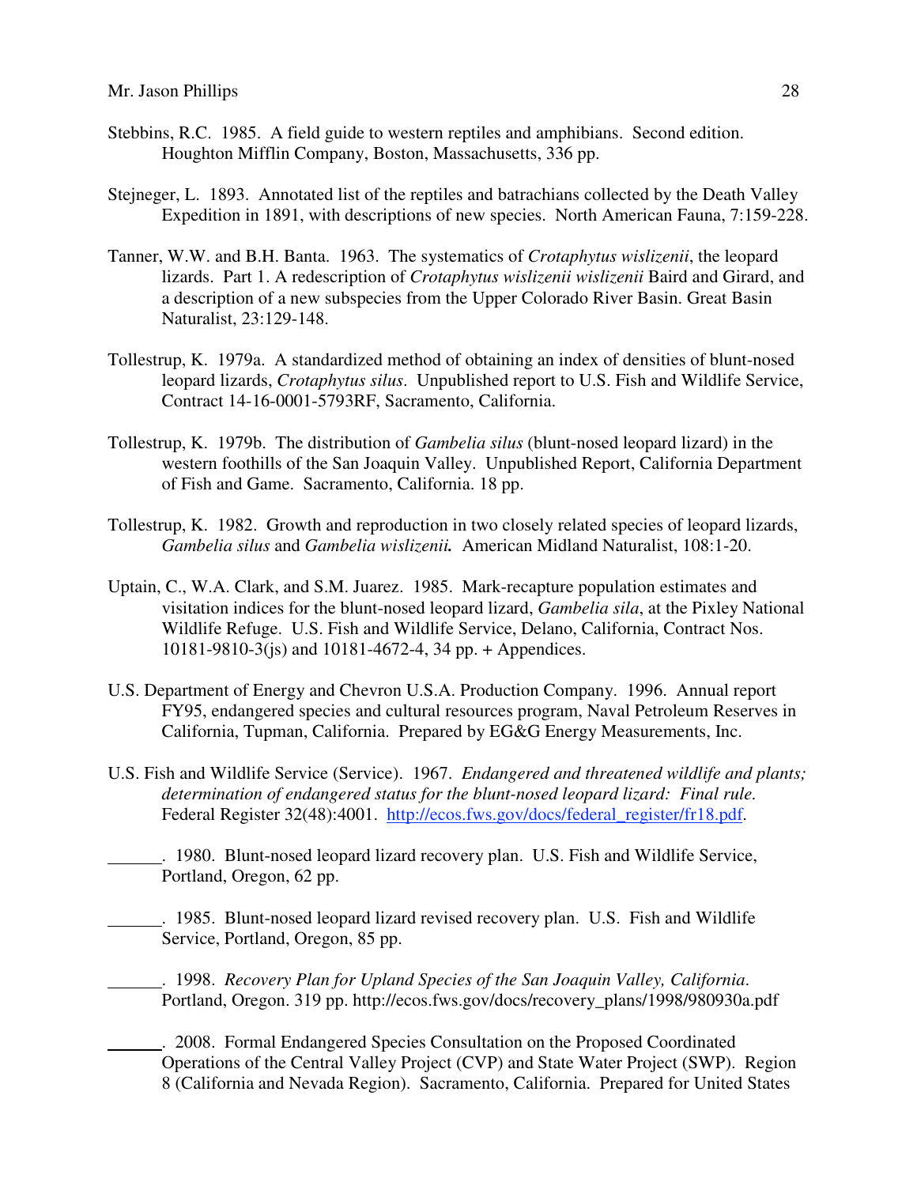Stebbins, R.C. 1985. A field guide to western reptiles and amphibians. Second edition. Houghton Mifflin Company, Boston, Massachusetts, 336 pp.

Stejneger, L. 1893. Annotated list of the reptiles and batrachians collected by the Death Valley Expedition in 1891, with descriptions of new species. North American Fauna, 7:159-228.

Tanner, W.W. and B.H. Banta. 1963. The systematics of *Crotaphytus wislizenii*, the leopard lizards. Part 1. A redescription of *Crotaphytus wislizenii wislizenii* Baird and Girard, and a description of a new subspecies from the Upper Colorado River Basin. Great Basin Naturalist, 23:129-148.

Tollestrup, K. 1979a. A standardized method of obtaining an index of densities of blunt-nosed leopard lizards, *Crotaphytus silus*. Unpublished report to U.S. Fish and Wildlife Service, Contract 14-16-0001-5793RF, Sacramento, California.

Tollestrup, K. 1979b. The distribution of *Gambelia silus* (blunt-nosed leopard lizard) in the western foothills of the San Joaquin Valley. Unpublished Report, California Department of Fish and Game. Sacramento, California. 18 pp.

Tollestrup, K. 1982. Growth and reproduction in two closely related species of leopard lizards, *Gambelia silus* and ***Gambelia wislizenii.*** American Midland Naturalist, 108:1-20.

Uptain, C., W.A. Clark, and S.M. Juarez. 1985. Mark-recapture population estimates and visitation indices for the blunt-nosed leopard lizard, *Gambelia sila*, at the Pixley National Wildlife Refuge. U.S. Fish and Wildlife Service, Delano, California, Contract Nos. 10181-9810-3(js) and 10181-4672-4, 34 pp. + Appendices.

U.S. Department of Energy and Chevron U.S.A. Production Company. 1996. Annual report FY95, endangered species and cultural resources program, Naval Petroleum Reserves in California, Tupman, California. Prepared by EG&G Energy Measurements, Inc.

U.S. Fish and Wildlife Service (Service). 1967. *Endangered and threatened wildlife and plants; determination of endangered status for the blunt-nosed leopard lizard: Final rule.* Federal Register 32(48):4001. [http://ecos.fws.gov/docs/federal_register/fr18.pdf](http://ecos.fws.gov/docs/federal_register/fr18.pdf).

______. 1980. Blunt-nosed leopard lizard recovery plan. U.S. Fish and Wildlife Service, Portland, Oregon, 62 pp.

______. 1985. Blunt-nosed leopard lizard revised recovery plan. U.S. Fish and Wildlife Service, Portland, Oregon, 85 pp.

______. 1998. *Recovery Plan for Upland Species of the San Joaquin Valley, California*. Portland, Oregon. 319 pp. http://ecos.fws.gov/docs/recovery_plans/1998/980930a.pdf

______. 2008. Formal Endangered Species Consultation on the Proposed Coordinated Operations of the Central Valley Project (CVP) and State Water Project (SWP). Region 8 (California and Nevada Region). Sacramento, California. Prepared for United States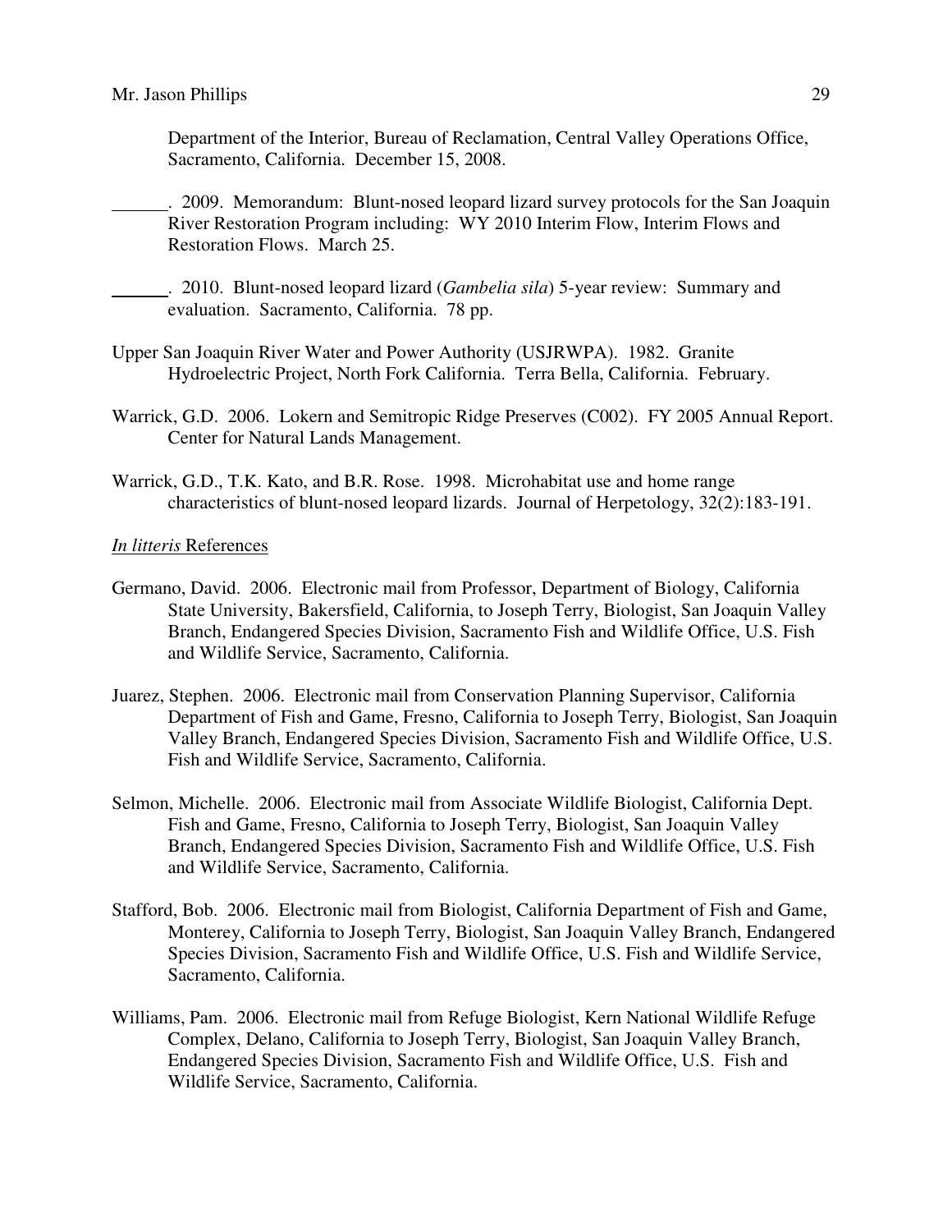Department of the Interior, Bureau of Reclamation, Central Valley Operations Office, Sacramento, California. December 15, 2008.

\_\_\_\_\_\_. 2009. Memorandum: Blunt-nosed leopard lizard survey protocols for the San Joaquin River Restoration Program including: WY 2010 Interim Flow, Interim Flows and Restoration Flows. March 25.

\_\_\_\_\_\_. 2010. Blunt-nosed leopard lizard (*Gambelia sila*) 5-year review: Summary and evaluation. Sacramento, California. 78 pp.

Upper San Joaquin River Water and Power Authority (USJRWPA). 1982. Granite Hydroelectric Project, North Fork California. Terra Bella, California. February.

Warrick, G.D. 2006. Lokern and Semitropic Ridge Preserves (C002). FY 2005 Annual Report. Center for Natural Lands Management.

Warrick, G.D., T.K. Kato, and B.R. Rose. 1998. Microhabitat use and home range characteristics of blunt-nosed leopard lizards. Journal of Herpetology, 32(2):183-191.

<u>*In litteris* References</u>

Germano, David. 2006. Electronic mail from Professor, Department of Biology, California State University, Bakersfield, California, to Joseph Terry, Biologist, San Joaquin Valley Branch, Endangered Species Division, Sacramento Fish and Wildlife Office, U.S. Fish and Wildlife Service, Sacramento, California.

Juarez, Stephen. 2006. Electronic mail from Conservation Planning Supervisor, California Department of Fish and Game, Fresno, California to Joseph Terry, Biologist, San Joaquin Valley Branch, Endangered Species Division, Sacramento Fish and Wildlife Office, U.S. Fish and Wildlife Service, Sacramento, California.

Selmon, Michelle. 2006. Electronic mail from Associate Wildlife Biologist, California Dept. Fish and Game, Fresno, California to Joseph Terry, Biologist, San Joaquin Valley Branch, Endangered Species Division, Sacramento Fish and Wildlife Office, U.S. Fish and Wildlife Service, Sacramento, California.

Stafford, Bob. 2006. Electronic mail from Biologist, California Department of Fish and Game, Monterey, California to Joseph Terry, Biologist, San Joaquin Valley Branch, Endangered Species Division, Sacramento Fish and Wildlife Office, U.S. Fish and Wildlife Service, Sacramento, California.

Williams, Pam. 2006. Electronic mail from Refuge Biologist, Kern National Wildlife Refuge Complex, Delano, California to Joseph Terry, Biologist, San Joaquin Valley Branch, Endangered Species Division, Sacramento Fish and Wildlife Office, U.S. Fish and Wildlife Service, Sacramento, California.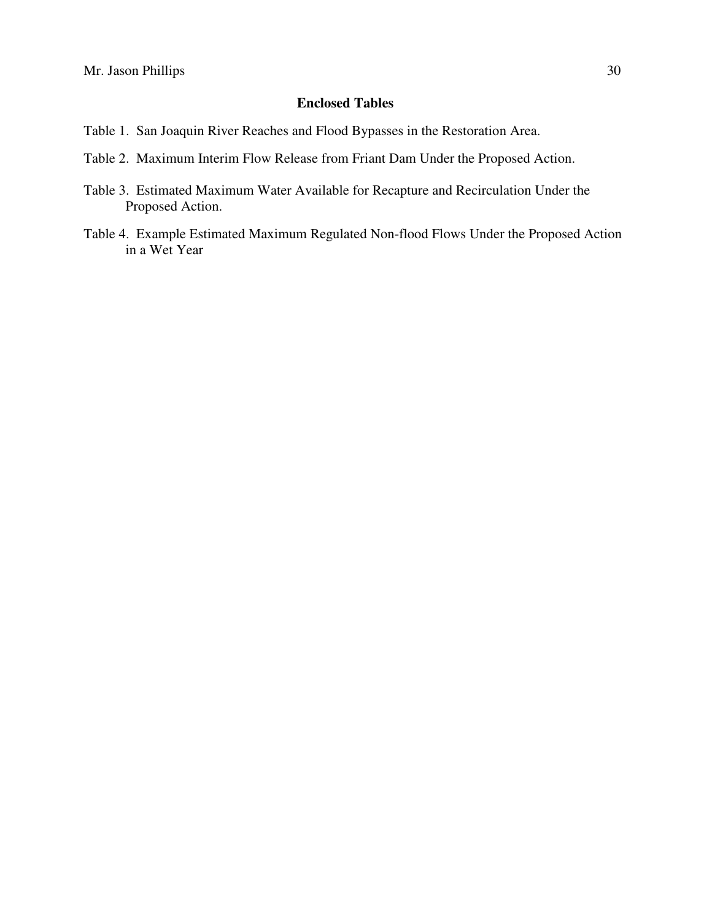## Enclosed Tables

Table 1. San Joaquin River Reaches and Flood Bypasses in the Restoration Area.

Table 2. Maximum Interim Flow Release from Friant Dam Under the Proposed Action.

Table 3. Estimated Maximum Water Available for Recapture and Recirculation Under the Proposed Action.

Table 4. Example Estimated Maximum Regulated Non-flood Flows Under the Proposed Action in a Wet Year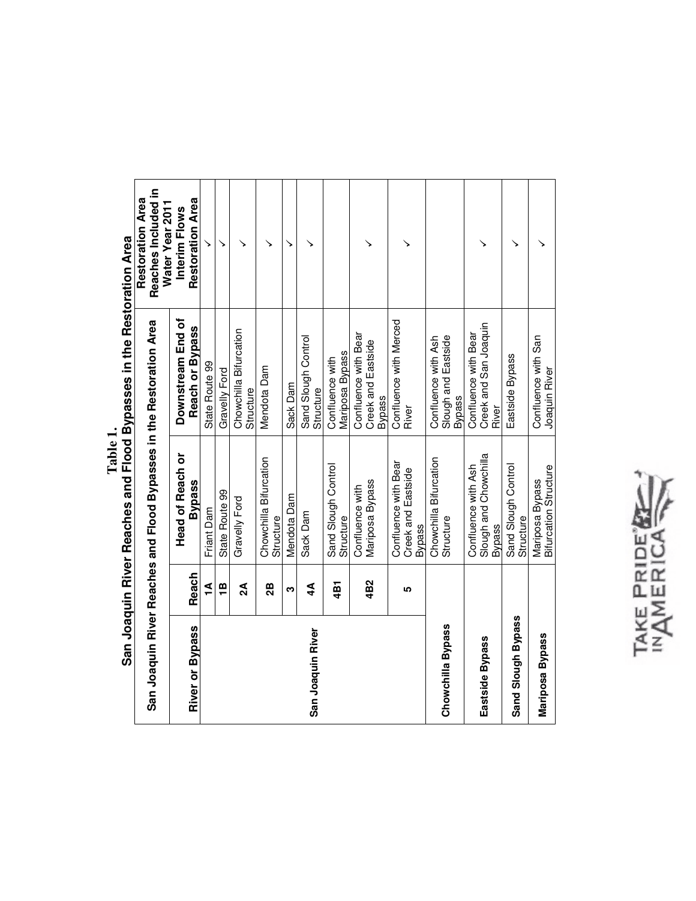**Table 1.**

**San Joaquin River Reaches and Flood Bypasses in the Restoration Area**

| San Joaquin River Reaches and Flood Bypasses in the Restoration Area | | | | Restoration Area Reaches Included in Water Year 2011 Interim Flows Restoration Area |
|---|---|---|---|---|
| **River or Bypass** | **Reach** | **Head of Reach or Bypass** | **Downstream End of Reach or Bypass** | |
| San Joaquin River | 1A | Friant Dam | State Route 99 | ✓ |
| | 1B | State Route 99 | Gravelly Ford | ✓ |
| | 2A | Gravelly Ford | Chowchilla Bifurcation Structure | ✓ |
| | 2B | Chowchilla Bifurcation Structure | Mendota Dam | ✓ |
| | 3 | Mendota Dam | Sack Dam | ✓ |
| | 4A | Sack Dam | Sand Slough Control Structure | ✓ |
| | 4B1 | Sand Slough Control Structure | Confluence with Mariposa Bypass | |
| | 4B2 | Confluence with Mariposa Bypass | Confluence with Bear Creek and Eastside Bypass | ✓ |
| | 5 | Confluence with Bear Creek and Eastside Bypass | Confluence with Merced River | ✓ |
| Chowchilla Bypass | | Chowchilla Bifurcation Structure | Confluence with Ash Slough and Eastside Bypass | |
| Eastside Bypass | | Confluence with Ash Slough and Chowchilla Bypass | Confluence with Bear Creek and San Joaquin River | ✓ |
| Sand Slough Bypass | | Sand Slough Control Structure | Eastside Bypass | ✓ |
| Mariposa Bypass | | Mariposa Bypass Bifurcation Structure | Confluence with San Joaquin River | ✓ |

TAKE PRIDE IN AMERICA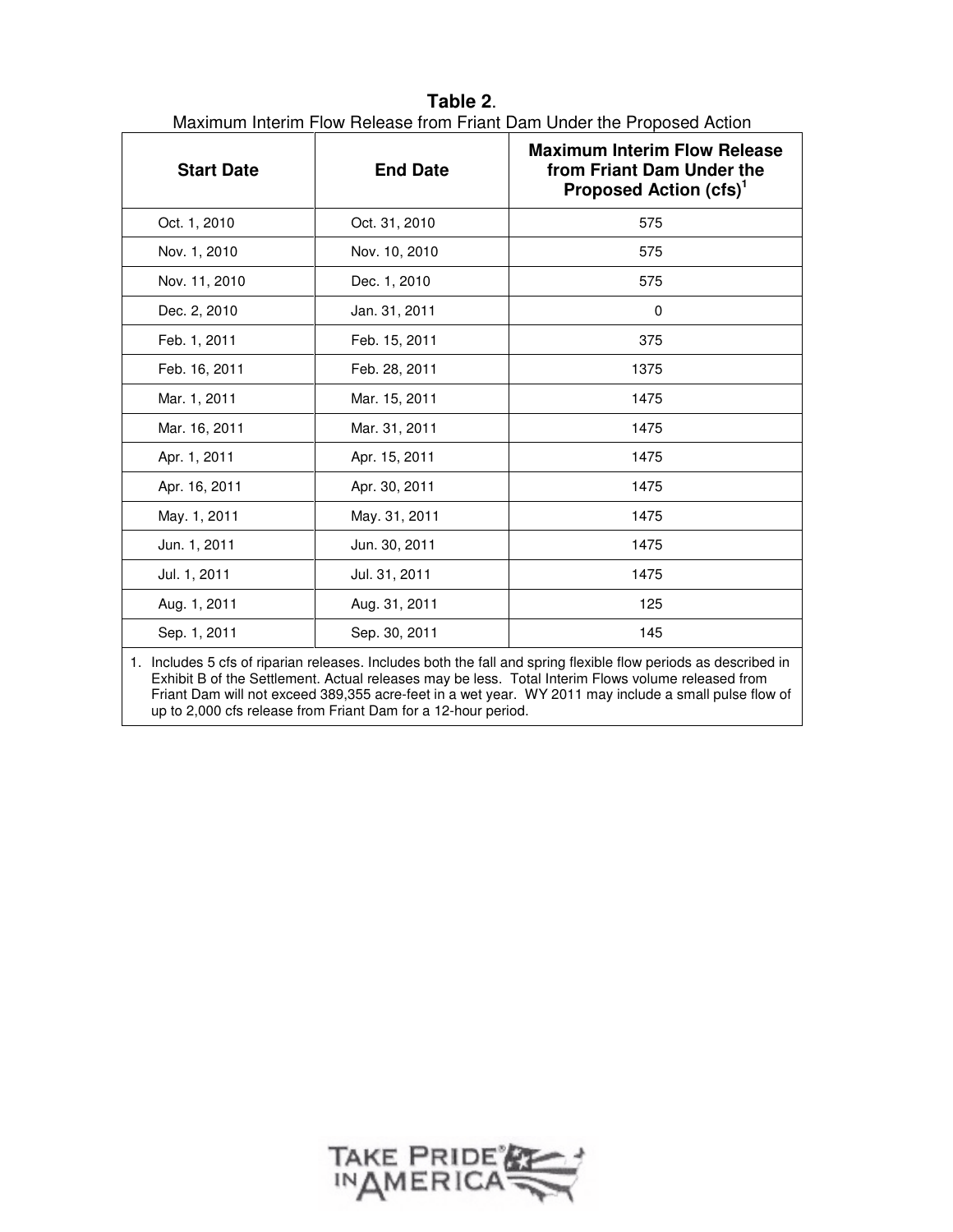**Table 2**.
Maximum Interim Flow Release from Friant Dam Under the Proposed Action

| Start Date | End Date | Maximum Interim Flow Release from Friant Dam Under the Proposed Action (cfs)[1] |
|---|---|---|
| Oct. 1, 2010 | Oct. 31, 2010 | 575 |
| Nov. 1, 2010 | Nov. 10, 2010 | 575 |
| Nov. 11, 2010 | Dec. 1, 2010 | 575 |
| Dec. 2, 2010 | Jan. 31, 2011 | 0 |
| Feb. 1, 2011 | Feb. 15, 2011 | 375 |
| Feb. 16, 2011 | Feb. 28, 2011 | 1375 |
| Mar. 1, 2011 | Mar. 15, 2011 | 1475 |
| Mar. 16, 2011 | Mar. 31, 2011 | 1475 |
| Apr. 1, 2011 | Apr. 15, 2011 | 1475 |
| Apr. 16, 2011 | Apr. 30, 2011 | 1475 |
| May. 1, 2011 | May. 31, 2011 | 1475 |
| Jun. 1, 2011 | Jun. 30, 2011 | 1475 |
| Jul. 1, 2011 | Jul. 31, 2011 | 1475 |
| Aug. 1, 2011 | Aug. 31, 2011 | 125 |
| Sep. 1, 2011 | Sep. 30, 2011 | 145 |

1. Includes 5 cfs of riparian releases. Includes both the fall and spring flexible flow periods as described in Exhibit B of the Settlement. Actual releases may be less. Total Interim Flows volume released from Friant Dam will not exceed 389,355 acre-feet in a wet year. WY 2011 may include a small pulse flow of up to 2,000 cfs release from Friant Dam for a 12-hour period.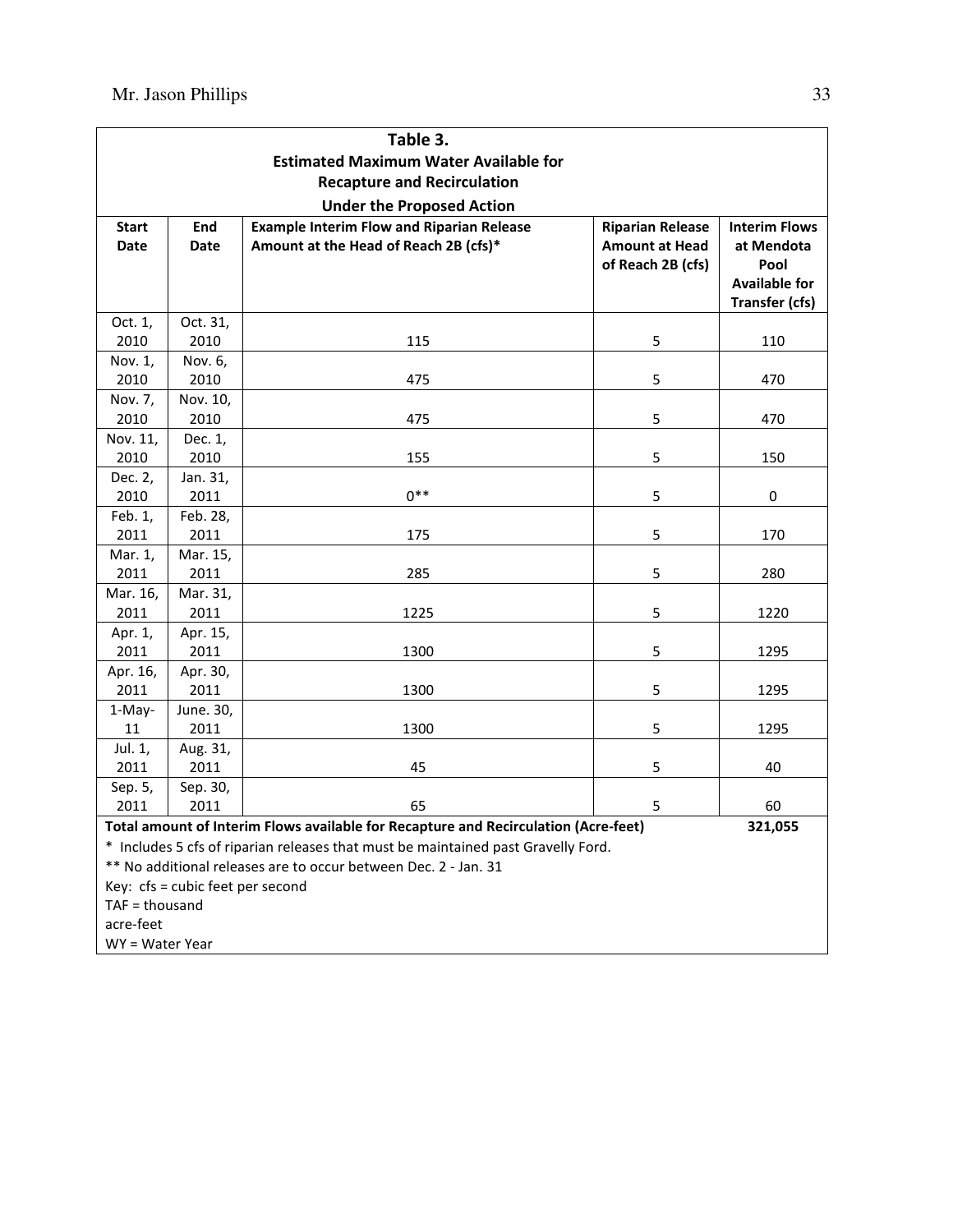**Table 3.**
**Estimated Maximum Water Available for Recapture and Recirculation Under the Proposed Action**

| Start Date | End Date | Example Interim Flow and Riparian Release Amount at the Head of Reach 2B (cfs)* | Riparian Release Amount at Head of Reach 2B (cfs) | Interim Flows at Mendota Pool Available for Transfer (cfs) |
|---|---|---|---|---|
| Oct. 1, 2010 | Oct. 31, 2010 | 115 | 5 | 110 |
| Nov. 1, 2010 | Nov. 6, 2010 | 475 | 5 | 470 |
| Nov. 7, 2010 | Nov. 10, 2010 | 475 | 5 | 470 |
| Nov. 11, 2010 | Dec. 1, 2010 | 155 | 5 | 150 |
| Dec. 2, 2010 | Jan. 31, 2011 | 0** | 5 | 0 |
| Feb. 1, 2011 | Feb. 28, 2011 | 175 | 5 | 170 |
| Mar. 1, 2011 | Mar. 15, 2011 | 285 | 5 | 280 |
| Mar. 16, 2011 | Mar. 31, 2011 | 1225 | 5 | 1220 |
| Apr. 1, 2011 | Apr. 15, 2011 | 1300 | 5 | 1295 |
| Apr. 16, 2011 | Apr. 30, 2011 | 1300 | 5 | 1295 |
| 1-May-11 | June. 30, 2011 | 1300 | 5 | 1295 |
| Jul. 1, 2011 | Aug. 31, 2011 | 45 | 5 | 40 |
| Sep. 5, 2011 | Sep. 30, 2011 | 65 | 5 | 60 |
| **Total amount of Interim Flows available for Recapture and Recirculation (Acre-feet)** | | | | **321,055** |

\* Includes 5 cfs of riparian releases that must be maintained past Gravelly Ford.

** No additional releases are to occur between Dec. 2 - Jan. 31

Key: cfs = cubic feet per second

TAF = thousand acre-feet

WY = Water Year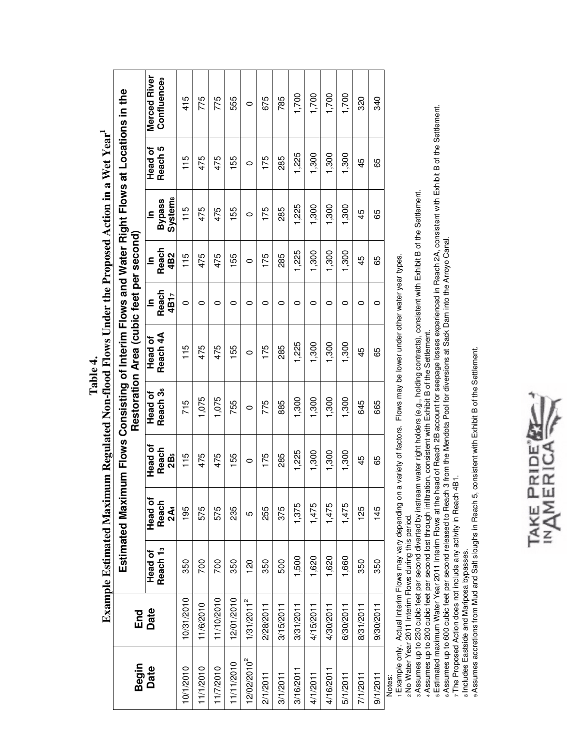# Table 4.

## Example Estimated Maximum Regulated Non-flood Flows Under the Proposed Action in a Wet Year[1]

| Begin Date | End Date | Estimated Maximum Flows Consisting of Interim Flows and Water Right Flows at Locations in the Restoration Area (cubic feet per second) | | | | | | | | | |
|---|---|---|---|---|---|---|---|---|---|---|---|
| | | Head of Reach 1[3] | Head of Reach 2A[4] | Head of Reach 2B[5] | Head of Reach 3[6] | Head of Reach 4A | In Reach 4B1[7] | In Reach 4B2 | In Bypass System[8] | Head of Reach 5 | Merced River Confluence[9] |
| 10/1/2010 | 10/31/2010 | 350 | 195 | 115 | 715 | 115 | 0 | 115 | 115 | 115 | 415 |
| 11/1/2010 | 11/6/2010 | 700 | 575 | 475 | 1,075 | 475 | 0 | 475 | 475 | 475 | 775 |
| 11/7/2010 | 11/10/2010 | 700 | 575 | 475 | 1,075 | 475 | 0 | 475 | 475 | 475 | 775 |
| 11/11/2010 | 12/01/2010 | 350 | 235 | 155 | 755 | 155 | 0 | 155 | 155 | 155 | 555 |
| 12/02/2010[2] | 1/31/2011[2] | 120 | 5 | 0 | 0 | 0 | 0 | 0 | 0 | 0 | 0 |
| 2/1/2011 | 2/28/2011 | 350 | 255 | 175 | 775 | 175 | 0 | 175 | 175 | 175 | 675 |
| 3/1/2011 | 3/15/2011 | 500 | 375 | 285 | 885 | 285 | 0 | 285 | 285 | 285 | 785 |
| 3/16/2011 | 3/31/2011 | 1,500 | 1,375 | 1,225 | 1,300 | 1,225 | 0 | 1,225 | 1,225 | 1,225 | 1,700 |
| 4/1/2011 | 4/15/2011 | 1,620 | 1,475 | 1,300 | 1,300 | 1,300 | 0 | 1,300 | 1,300 | 1,300 | 1,700 |
| 4/16/2011 | 4/30/2011 | 1,620 | 1,475 | 1,300 | 1,300 | 1,300 | 0 | 1,300 | 1,300 | 1,300 | 1,700 |
| 5/1/2011 | 6/30/2011 | 1,660 | 1,475 | 1,300 | 1,300 | 1,300 | 0 | 1,300 | 1,300 | 1,300 | 1,700 |
| 7/1/2011 | 8/31/2011 | 350 | 125 | 45 | 645 | 45 | 0 | 45 | 45 | 45 | 320 |
| 9/1/2011 | 9/30/2011 | 350 | 145 | 65 | 665 | 65 | 0 | 65 | 65 | 65 | 340 |

Notes:

1 Example only. Actual Interim Flows may vary depending on a variety of factors. Flows may be lower under other water year types.

2 No Water Year 2011 Interim Flows during this period.

3 Assumes up to 230 cubic feet per second diverted by instream water right holders (e.g., holding contracts), consistent with Exhibit B of the Settlement.

4 Assumes up to 200 cubic feet per second lost through infiltration, consistent with Exhibit B of the Settlement.

5 Estimated maximum Water Year 2011 Interim Flows at the head of Reach 2B account for seepage losses experienced in Reach 2A, consistent with Exhibit B of the Settlement.

6 Assumes up to 600 cubic feet per second released to Reach 3 from the Mendota Pool for diversions at Sack Dam into the Arroyo Canal.

7 The Proposed Action does not include any activity in Reach 4B1.

8 Includes Eastside and Mariposa bypasses.

9 Assumes accretions from Mud and Salt sloughs in Reach 5, consistent with Exhibit B of the Settlement.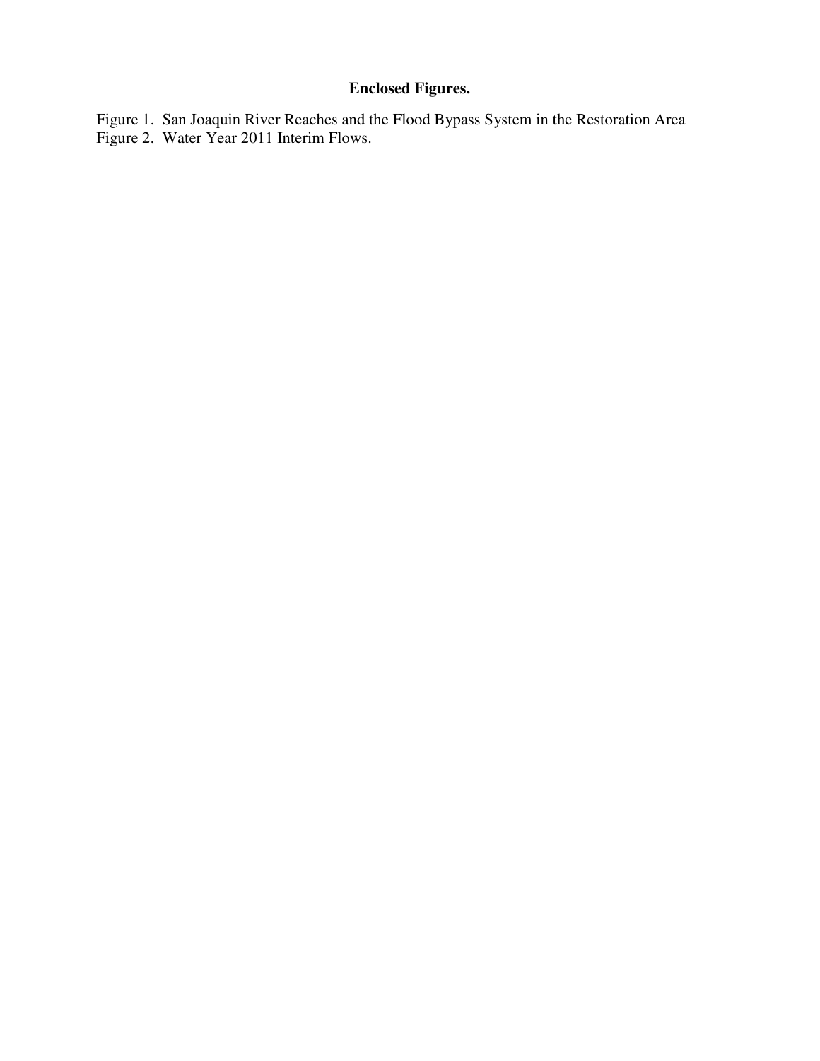**Enclosed Figures.**

Figure 1. San Joaquin River Reaches and the Flood Bypass System in the Restoration Area
Figure 2. Water Year 2011 Interim Flows.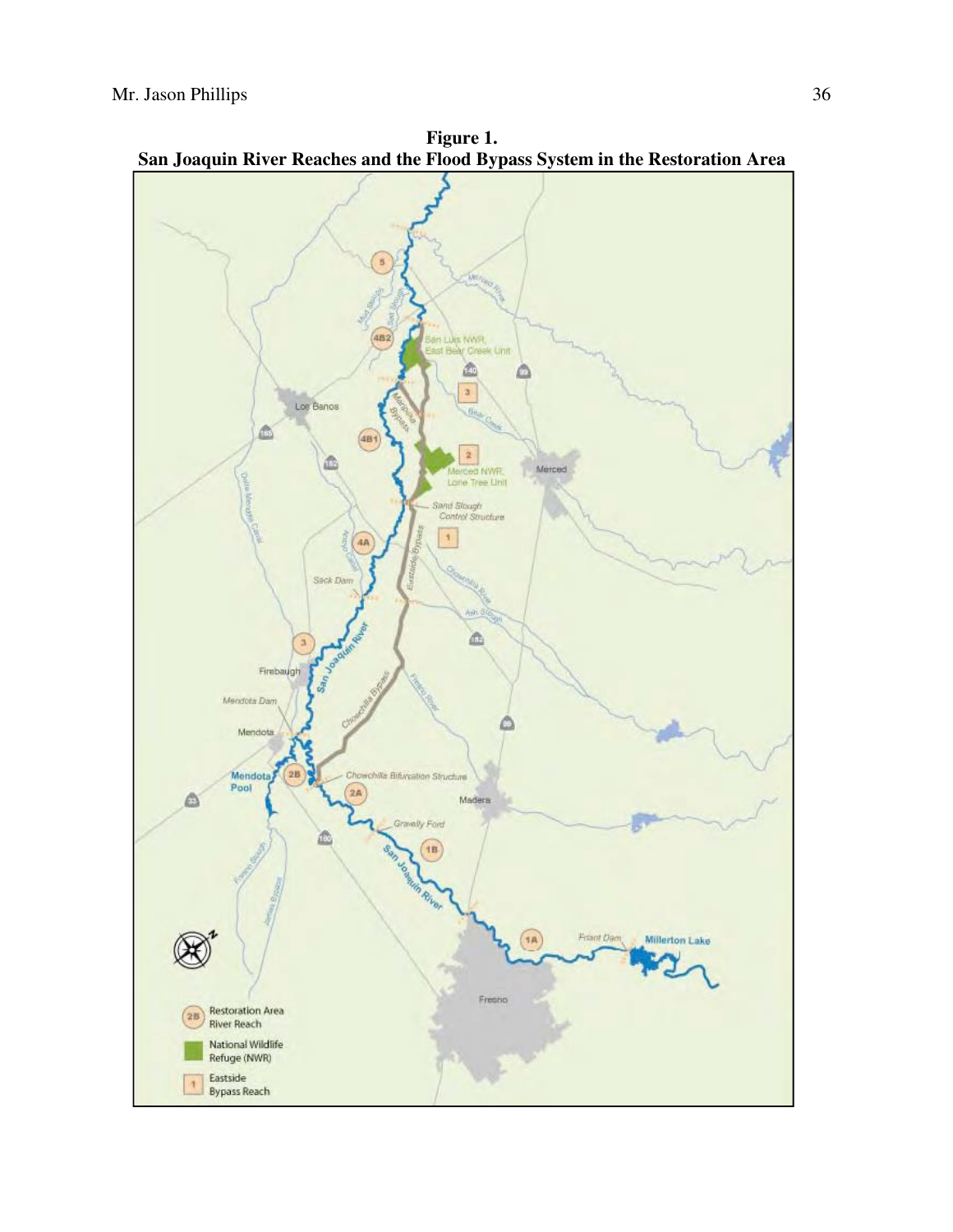**Figure 1.**
**San Joaquin River Reaches and the Flood Bypass System in the Restoration Area**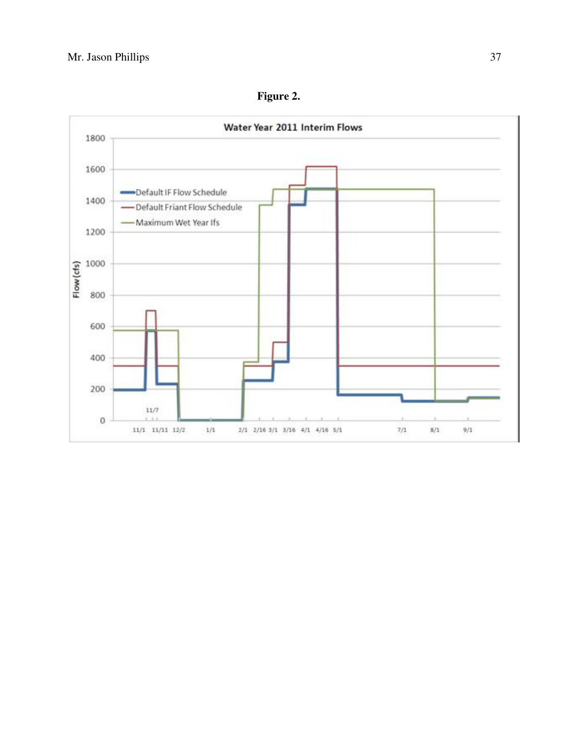**Figure 2.**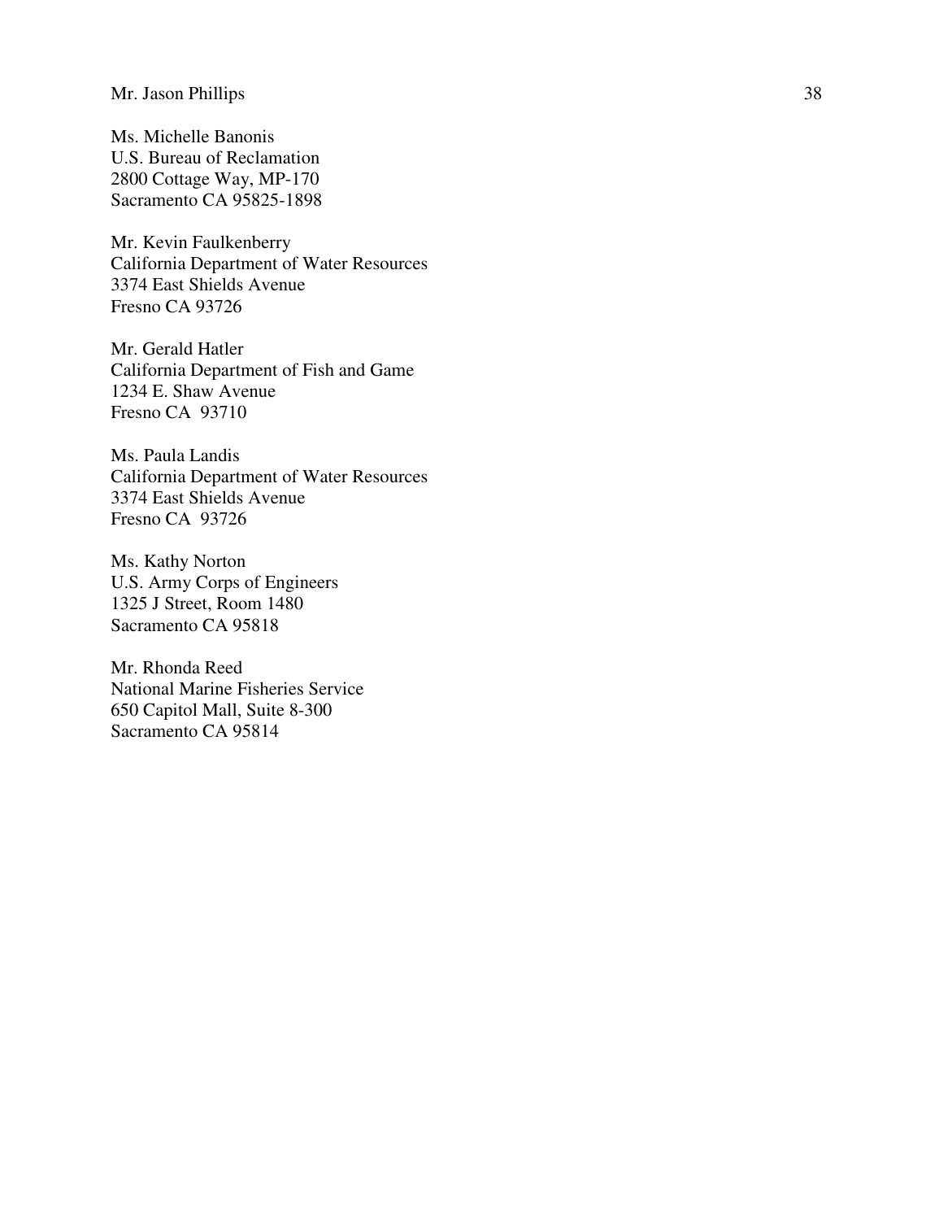Ms. Michelle Banonis
U.S. Bureau of Reclamation
2800 Cottage Way, MP-170
Sacramento CA 95825-1898

Mr. Kevin Faulkenberry
California Department of Water Resources
3374 East Shields Avenue
Fresno CA 93726

Mr. Gerald Hatler
California Department of Fish and Game
1234 E. Shaw Avenue
Fresno CA 93710

Ms. Paula Landis
California Department of Water Resources
3374 East Shields Avenue
Fresno CA 93726

Ms. Kathy Norton
U.S. Army Corps of Engineers
1325 J Street, Room 1480
Sacramento CA 95818

Mr. Rhonda Reed
National Marine Fisheries Service
650 Capitol Mall, Suite 8-300
Sacramento CA 95814